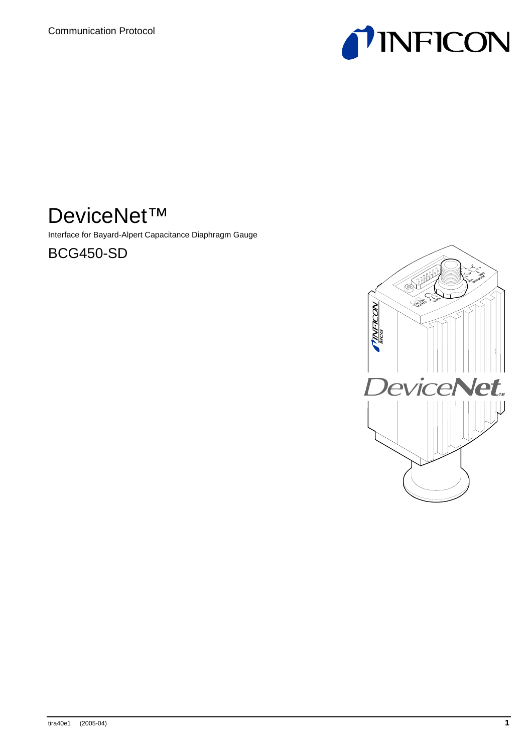Communication Protocol

# DeviceNet™

Interface for Bayard-Alpert Capacitance Diaphragm Gauge

## BCG450-SD

tira40e1 (2005-04)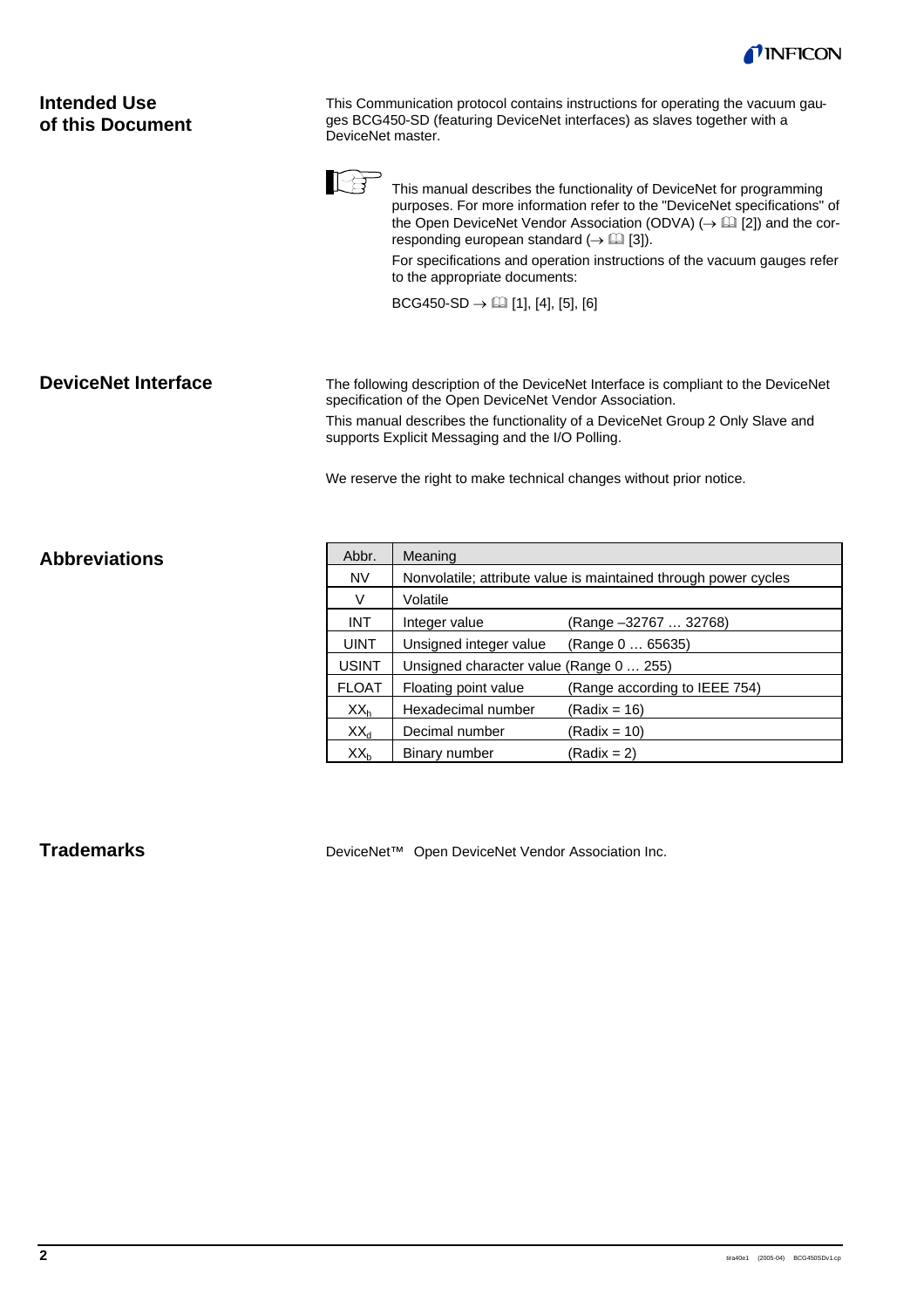## Intended Use of this Document

This Communication protocol contains instructions for operating the vacuum gauges BCG450-SD (featuring DeviceNet interfaces) as slaves together with a DeviceNet master.

This manual describes the functionality of DeviceNet for programming purposes. For more information refer to the "DeviceNet specifications" of the Open DeviceNet Vendor Association (ODVA) (→ 🕮 [2]) and the corresponding european standard (→ 🕮 [3]).

For specifications and operation instructions of the vacuum gauges refer to the appropriate documents:

BCG450-SD → 🕮 [1], [4], [5], [6]

## DeviceNet Interface

The following description of the DeviceNet Interface is compliant to the DeviceNet specification of the Open DeviceNet Vendor Association.

This manual describes the functionality of a DeviceNet Group 2 Only Slave and supports Explicit Messaging and the I/O Polling.

We reserve the right to make technical changes without prior notice.

## Abbreviations

| Abbr. | Meaning | |
|---|---|---|
| NV | Nonvolatile; attribute value is maintained through power cycles | |
| V | Volatile | |
| INT | Integer value | (Range –32767 … 32768) |
| UINT | Unsigned integer value | (Range 0 … 65635) |
| USINT | Unsigned character value (Range 0 … 255) | |
| FLOAT | Floating point value | (Range according to IEEE 754) |
| $XX_h$ | Hexadecimal number | (Radix = 16) |
| $XX_d$ | Decimal number | (Radix = 10) |
| $XX_b$ | Binary number | (Radix = 2) |

## Trademarks

DeviceNet™ Open DeviceNet Vendor Association Inc.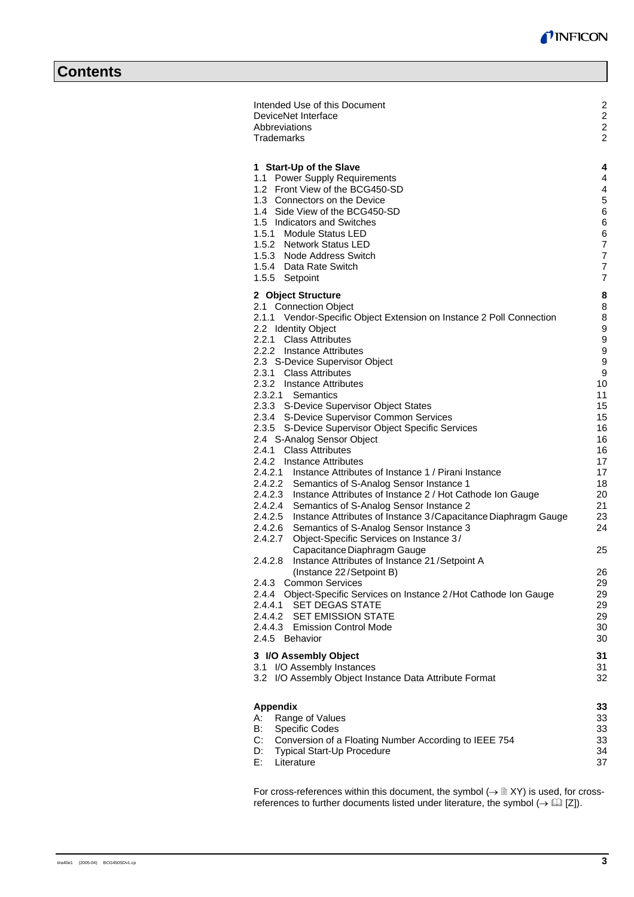# Contents

| | |
|---|---|
| Intended Use of this Document | 2 |
| DeviceNet Interface | 2 |
| Abbreviations | 2 |
| Trademarks | 2 |
| | |
| **1 Start-Up of the Slave** | **4** |
| 1.1 Power Supply Requirements | 4 |
| 1.2 Front View of the BCG450-SD | 4 |
| 1.3 Connectors on the Device | 5 |
| 1.4 Side View of the BCG450-SD | 6 |
| 1.5 Indicators and Switches | 6 |
| 1.5.1 Module Status LED | 6 |
| 1.5.2 Network Status LED | 7 |
| 1.5.3 Node Address Switch | 7 |
| 1.5.4 Data Rate Switch | 7 |
| 1.5.5 Setpoint | 7 |
| **2 Object Structure** | **8** |
| 2.1 Connection Object | 8 |
| 2.1.1 Vendor-Specific Object Extension on Instance 2 Poll Connection | 8 |
| 2.2 Identity Object | 9 |
| 2.2.1 Class Attributes | 9 |
| 2.2.2 Instance Attributes | 9 |
| 2.3 S-Device Supervisor Object | 9 |
| 2.3.1 Class Attributes | 9 |
| 2.3.2 Instance Attributes | 10 |
| 2.3.2.1 Semantics | 11 |
| 2.3.3 S-Device Supervisor Object States | 15 |
| 2.3.4 S-Device Supervisor Common Services | 15 |
| 2.3.5 S-Device Supervisor Object Specific Services | 16 |
| 2.4 S-Analog Sensor Object | 16 |
| 2.4.1 Class Attributes | 16 |
| 2.4.2 Instance Attributes | 17 |
| 2.4.2.1 Instance Attributes of Instance 1 / Pirani Instance | 17 |
| 2.4.2.2 Semantics of S-Analog Sensor Instance 1 | 18 |
| 2.4.2.3 Instance Attributes of Instance 2 / Hot Cathode Ion Gauge | 20 |
| 2.4.2.4 Semantics of S-Analog Sensor Instance 2 | 21 |
| 2.4.2.5 Instance Attributes of Instance 3 / Capacitance Diaphragm Gauge | 23 |
| 2.4.2.6 Semantics of S-Analog Sensor Instance 3 | 24 |
| 2.4.2.7 Object-Specific Services on Instance 3 / Capacitance Diaphragm Gauge | 25 |
| 2.4.2.8 Instance Attributes of Instance 21 / Setpoint A (Instance 22 / Setpoint B) | 26 |
| 2.4.3 Common Services | 29 |
| 2.4.4 Object-Specific Services on Instance 2 / Hot Cathode Ion Gauge | 29 |
| 2.4.4.1 SET DEGAS STATE | 29 |
| 2.4.4.2 SET EMISSION STATE | 29 |
| 2.4.4.3 Emission Control Mode | 30 |
| 2.4.5 Behavior | 30 |
| **3 I/O Assembly Object** | **31** |
| 3.1 I/O Assembly Instances | 31 |
| 3.2 I/O Assembly Object Instance Data Attribute Format | 32 |
| | |
| **Appendix** | **33** |
| A: Range of Values | 33 |
| B: Specific Codes | 33 |
| C: Conversion of a Floating Number According to IEEE 754 | 33 |
| D: Typical Start-Up Procedure | 34 |
| E: Literature | 37 |

For cross-references within this document, the symbol (→ 🗎 XY) is used, for cross-references to further documents listed under literature, the symbol (→ 🕮 [Z]).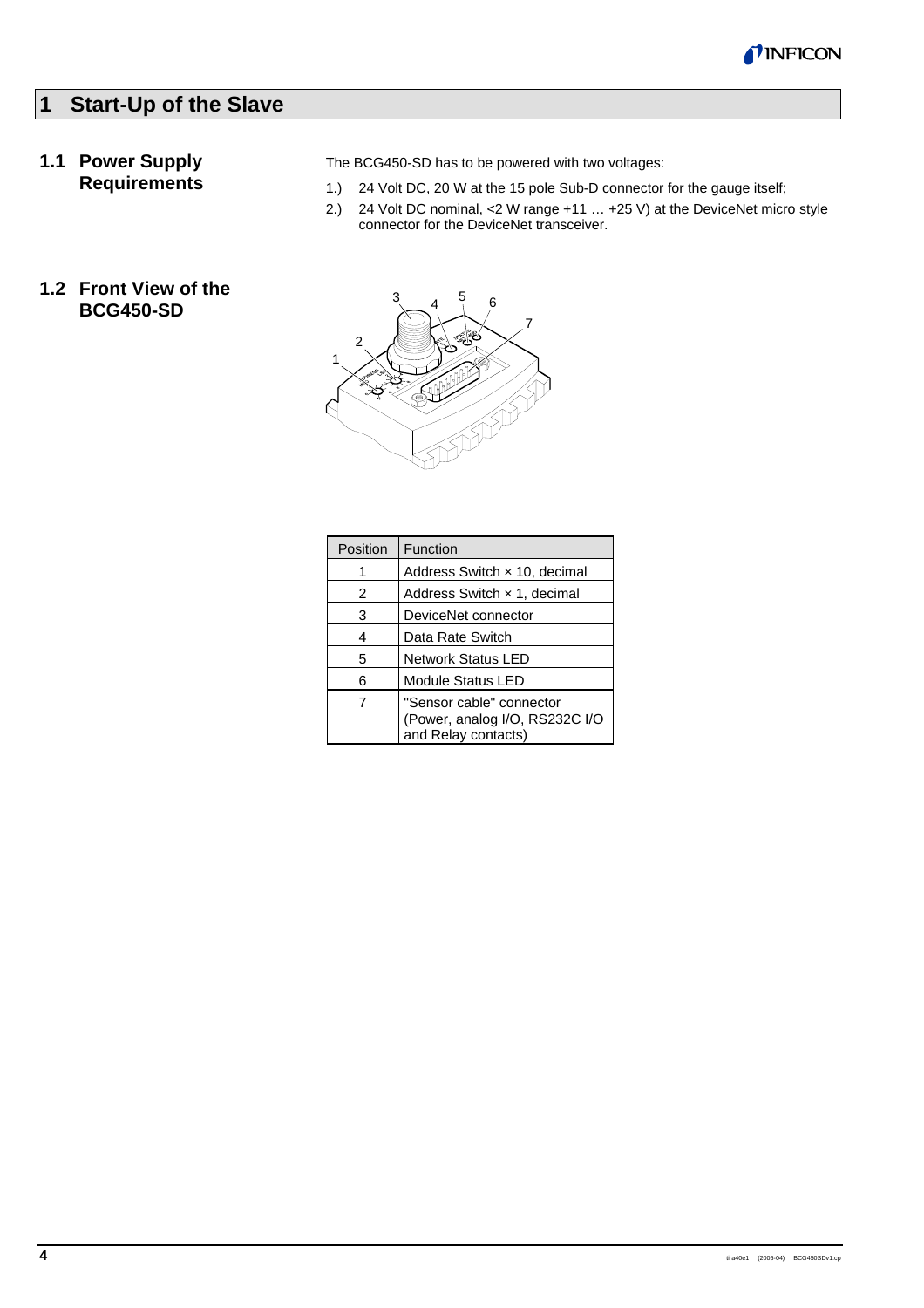# 1 Start-Up of the Slave

## 1.1 Power Supply Requirements

The BCG450-SD has to be powered with two voltages:

1.) 24 Volt DC, 20 W at the 15 pole Sub-D connector for the gauge itself;

2.) 24 Volt DC nominal, <2 W range +11 … +25 V) at the DeviceNet micro style connector for the DeviceNet transceiver.

## 1.2 Front View of the BCG450-SD

| Position | Function |
|---|---|
| 1 | Address Switch × 10, decimal |
| 2 | Address Switch × 1, decimal |
| 3 | DeviceNet connector |
| 4 | Data Rate Switch |
| 5 | Network Status LED |
| 6 | Module Status LED |
| 7 | "Sensor cable" connector (Power, analog I/O, RS232C I/O and Relay contacts) |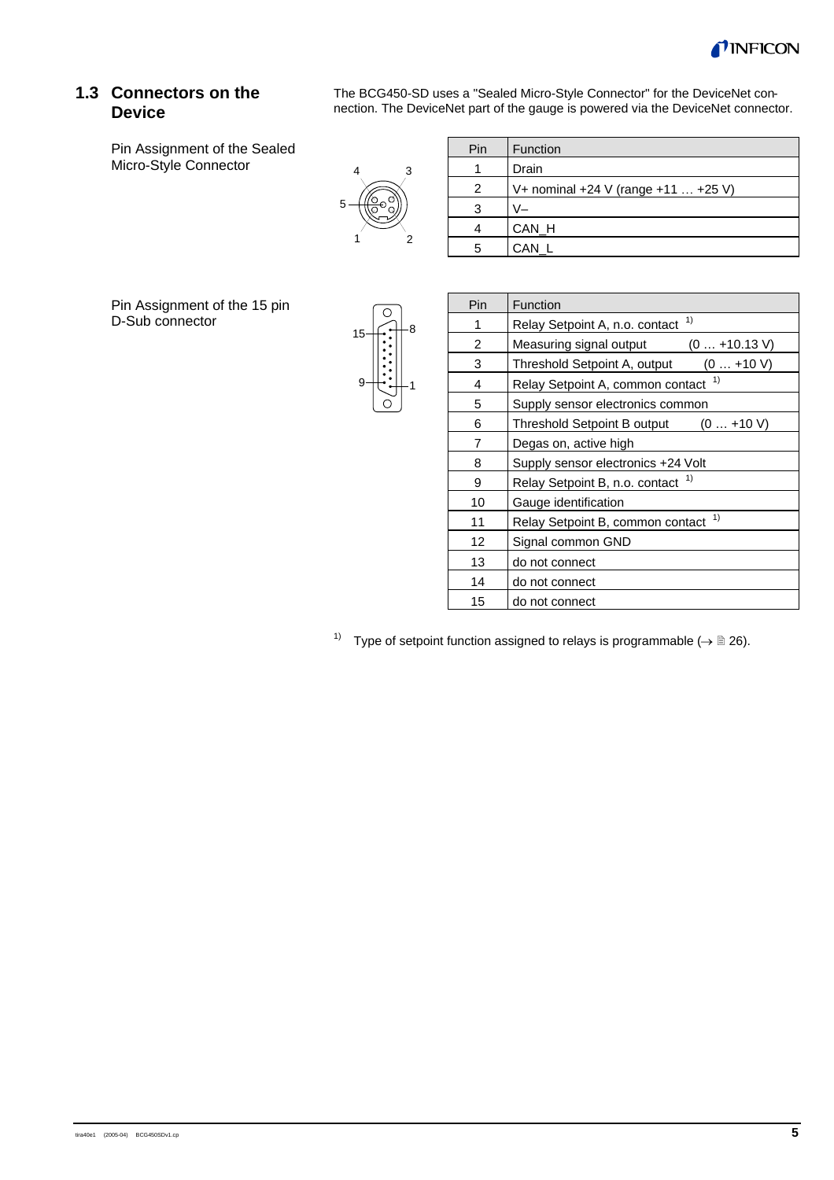## 1.3 Connectors on the Device

The BCG450-SD uses a "Sealed Micro-Style Connector" for the DeviceNet connection. The DeviceNet part of the gauge is powered via the DeviceNet connector.

Pin Assignment of the Sealed Micro-Style Connector

| Pin | Function |
|---|---|
| 1 | Drain |
| 2 | V+ nominal +24 V (range +11 … +25 V) |
| 3 | V– |
| 4 | CAN_H |
| 5 | CAN_L |

Pin Assignment of the 15 pin D-Sub connector

| Pin | Function |
|---|---|
| 1 | Relay Setpoint A, n.o. contact [1)] |
| 2 | Measuring signal output (0 … +10.13 V) |
| 3 | Threshold Setpoint A, output (0 … +10 V) |
| 4 | Relay Setpoint A, common contact [1)] |
| 5 | Supply sensor electronics common |
| 6 | Threshold Setpoint B output (0 … +10 V) |
| 7 | Degas on, active high |
| 8 | Supply sensor electronics +24 Volt |
| 9 | Relay Setpoint B, n.o. contact [1)] |
| 10 | Gauge identification |
| 11 | Relay Setpoint B, common contact [1)] |
| 12 | Signal common GND |
| 13 | do not connect |
| 14 | do not connect |
| 15 | do not connect |

[1)] Type of setpoint function assigned to relays is programmable (→ 🗎 26).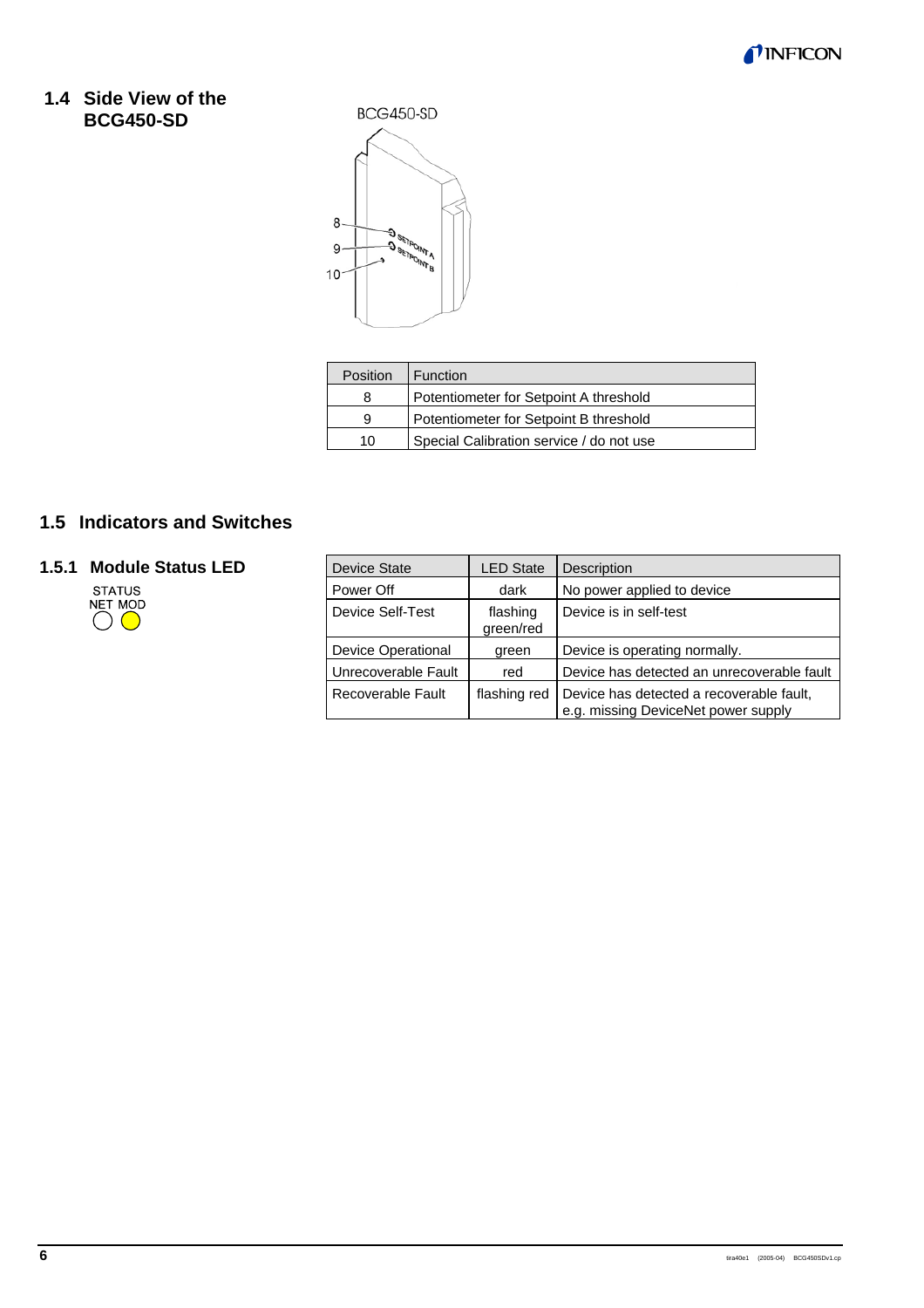## 1.4 Side View of the BCG450-SD

BCG450-SD

| Position | Function |
|---|---|
| 8 | Potentiometer for Setpoint A threshold |
| 9 | Potentiometer for Setpoint B threshold |
| 10 | Special Calibration service / do not use |

## 1.5 Indicators and Switches

### 1.5.1 Module Status LED

STATUS
NET MOD

| Device State | LED State | Description |
|---|---|---|
| Power Off | dark | No power applied to device |
| Device Self-Test | flashing green/red | Device is in self-test |
| Device Operational | green | Device is operating normally. |
| Unrecoverable Fault | red | Device has detected an unrecoverable fault |
| Recoverable Fault | flashing red | Device has detected a recoverable fault, e.g. missing DeviceNet power supply |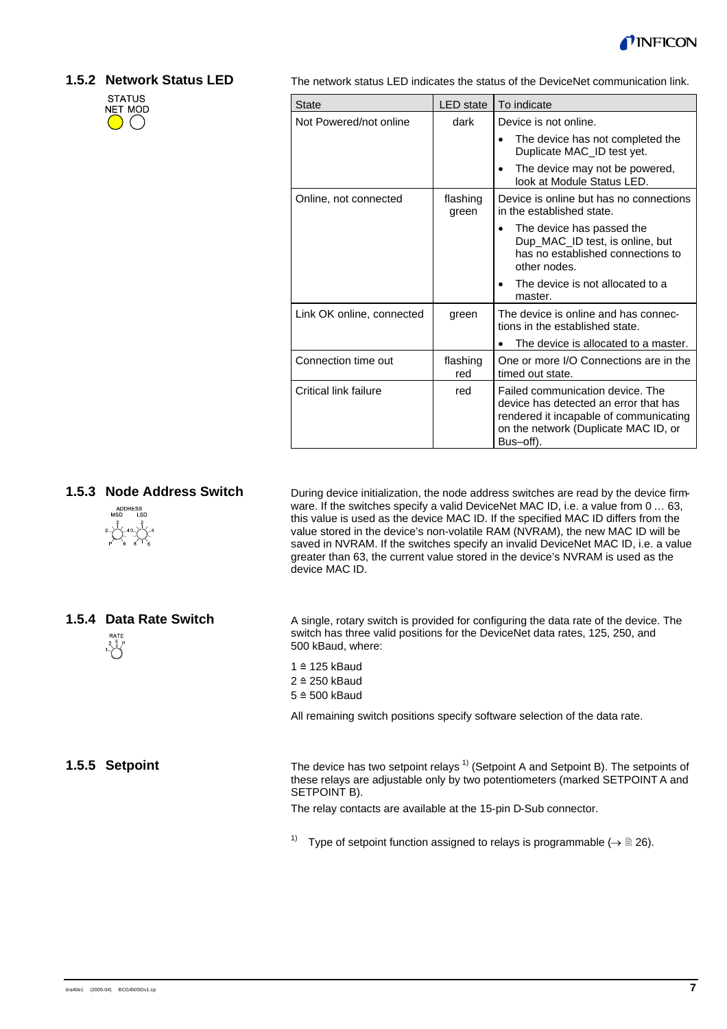### 1.5.2 Network Status LED

STATUS
NET MOD

The network status LED indicates the status of the DeviceNet communication link.

| State | LED state | To indicate |
|---|---|---|
| Not Powered/not online | dark | Device is not online.<br>• The device has not completed the Duplicate MAC_ID test yet.<br>• The device may not be powered, look at Module Status LED. |
| Online, not connected | flashing green | Device is online but has no connections in the established state.<br>• The device has passed the Dup_MAC_ID test, is online, but has no established connections to other nodes.<br>• The device is not allocated to a master. |
| Link OK online, connected | green | The device is online and has connections in the established state.<br>• The device is allocated to a master. |
| Connection time out | flashing red | One or more I/O Connections are in the timed out state. |
| Critical link failure | red | Failed communication device. The device has detected an error that has rendered it incapable of communicating on the network (Duplicate MAC ID, or Bus–off). |

### 1.5.3 Node Address Switch

During device initialization, the node address switches are read by the device firmware. If the switches specify a valid DeviceNet MAC ID, i.e. a value from 0 … 63, this value is used as the device MAC ID. If the specified MAC ID differs from the value stored in the device's non-volatile RAM (NVRAM), the new MAC ID will be saved in NVRAM. If the switches specify an invalid DeviceNet MAC ID, i.e. a value greater than 63, the current value stored in the device's NVRAM is used as the device MAC ID.

### 1.5.4 Data Rate Switch

A single, rotary switch is provided for configuring the data rate of the device. The switch has three valid positions for the DeviceNet data rates, 125, 250, and 500 kBaud, where:

1 ≙ 125 kBaud
2 ≙ 250 kBaud
5 ≙ 500 kBaud

All remaining switch positions specify software selection of the data rate.

### 1.5.5 Setpoint

The device has two setpoint relays [1] (Setpoint A and Setpoint B). The setpoints of these relays are adjustable only by two potentiometers (marked SETPOINT A and SETPOINT B).

The relay contacts are available at the 15-pin D-Sub connector.

[1] Type of setpoint function assigned to relays is programmable (→ 🖹 26).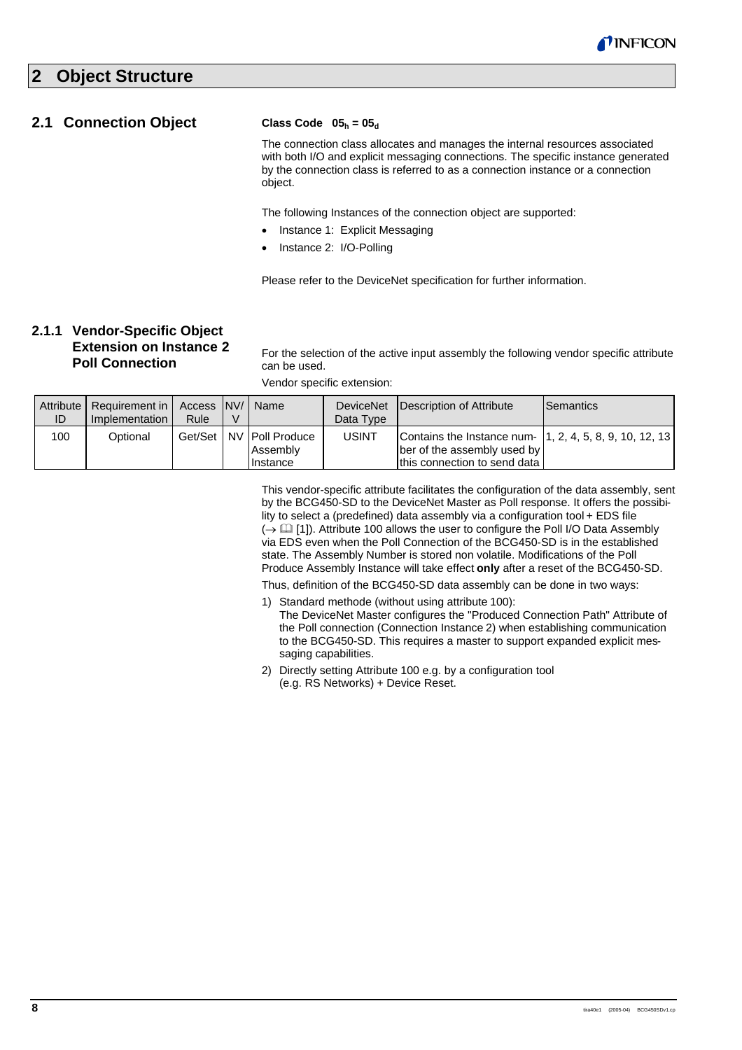# 2 Object Structure

## 2.1 Connection Object

**Class Code $05_h = 05_d$**

The connection class allocates and manages the internal resources associated with both I/O and explicit messaging connections. The specific instance generated by the connection class is referred to as a connection instance or a connection object.

The following Instances of the connection object are supported:

- Instance 1: Explicit Messaging
- Instance 2: I/O-Polling

Please refer to the DeviceNet specification for further information.

### 2.1.1 Vendor-Specific Object Extension on Instance 2 Poll Connection

For the selection of the active input assembly the following vendor specific attribute can be used.

Vendor specific extension:

| Attribute ID | Requirement in Implementation | Access Rule | NV/V | Name | DeviceNet Data Type | Description of Attribute | Semantics |
|---|---|---|---|---|---|---|---|
| 100 | Optional | Get/Set | NV | Poll Produce Assembly Instance | USINT | Contains the Instance number of the assembly used by this connection to send data | 1, 2, 4, 5, 8, 9, 10, 12, 13 |

This vendor-specific attribute facilitates the configuration of the data assembly, sent by the BCG450-SD to the DeviceNet Master as Poll response. It offers the possibility to select a (predefined) data assembly via a configuration tool + EDS file (→ 📖 [1]). Attribute 100 allows the user to configure the Poll I/O Data Assembly via EDS even when the Poll Connection of the BCG450-SD is in the established state. The Assembly Number is stored non volatile. Modifications of the Poll Produce Assembly Instance will take effect **only** after a reset of the BCG450-SD.

Thus, definition of the BCG450-SD data assembly can be done in two ways:

1) Standard methode (without using attribute 100):
   The DeviceNet Master configures the "Produced Connection Path" Attribute of the Poll connection (Connection Instance 2) when establishing communication to the BCG450-SD. This requires a master to support expanded explicit messaging capabilities.

2) Directly setting Attribute 100 e.g. by a configuration tool (e.g. RS Networks) + Device Reset.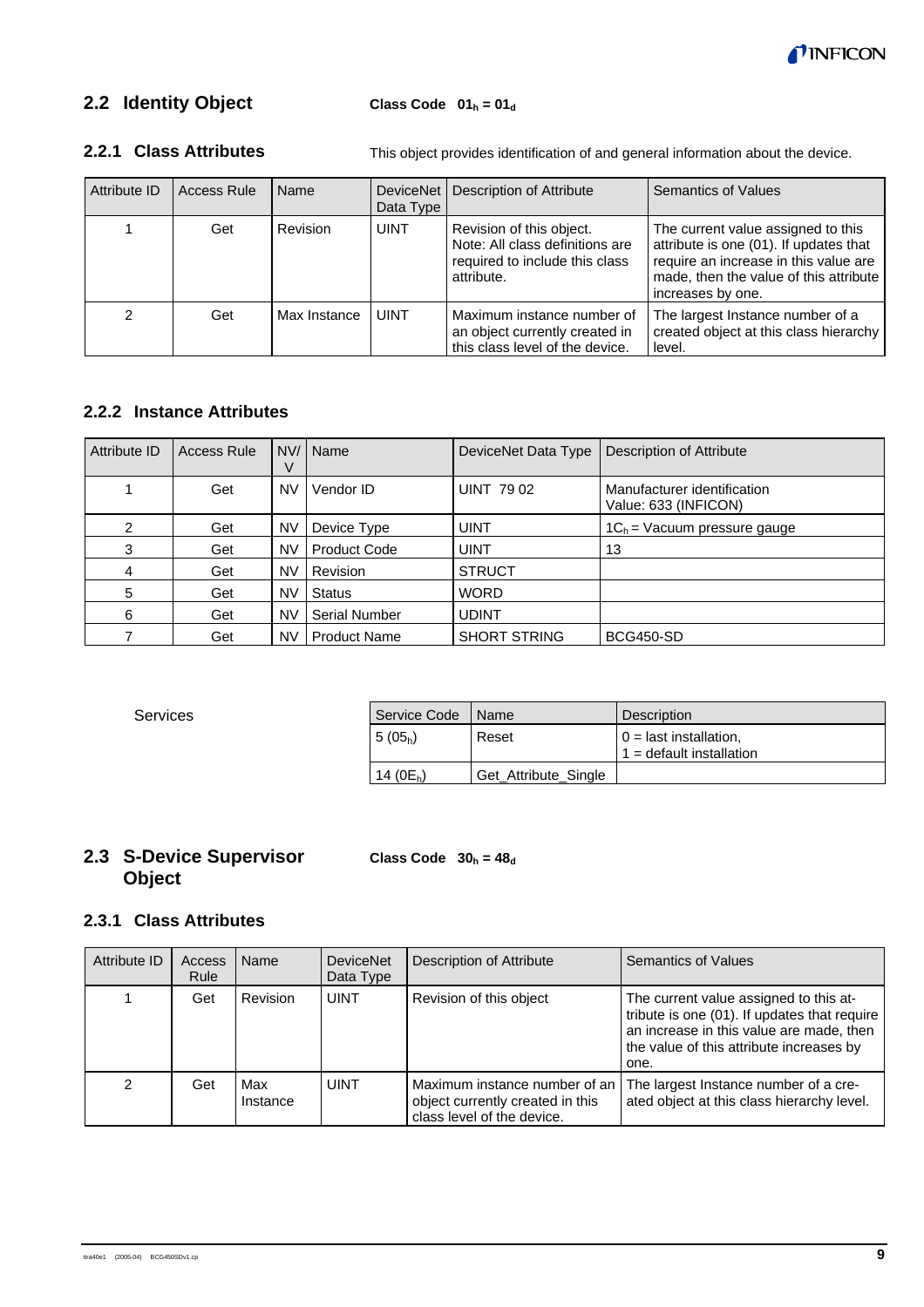## 2.2 Identity Object

**Class Code $01_h = 01_d$**

### 2.2.1 Class Attributes

This object provides identification of and general information about the device.

| Attribute ID | Access Rule | Name | DeviceNet Data Type | Description of Attribute | Semantics of Values |
|---|---|---|---|---|---|
| 1 | Get | Revision | UINT | Revision of this object. Note: All class definitions are required to include this class attribute. | The current value assigned to this attribute is one (01). If updates that require an increase in this value are made, then the value of this attribute increases by one. |
| 2 | Get | Max Instance | UINT | Maximum instance number of an object currently created in this class level of the device. | The largest Instance number of a created object at this class hierarchy level. |

### 2.2.2 Instance Attributes

| Attribute ID | Access Rule | NV/V | Name | DeviceNet Data Type | Description of Attribute |
|---|---|---|---|---|---|
| 1 | Get | NV | Vendor ID | UINT 79 02 | Manufacturer identification<br>Value: 633 (INFICON) |
| 2 | Get | NV | Device Type | UINT | $1C_h$ = Vacuum pressure gauge |
| 3 | Get | NV | Product Code | UINT | 13 |
| 4 | Get | NV | Revision | STRUCT | |
| 5 | Get | NV | Status | WORD | |
| 6 | Get | NV | Serial Number | UDINT | |
| 7 | Get | NV | Product Name | SHORT STRING | BCG450-SD |

Services

| Service Code | Name | Description |
|---|---|---|
| 5 ($05_h$) | Reset | 0 = last installation,<br>1 = default installation |
| 14 ($0E_h$) | Get_Attribute_Single | |

## 2.3 S-Device Supervisor Object

**Class Code $30_h = 48_d$**

### 2.3.1 Class Attributes

| Attribute ID | Access Rule | Name | DeviceNet Data Type | Description of Attribute | Semantics of Values |
|---|---|---|---|---|---|
| 1 | Get | Revision | UINT | Revision of this object | The current value assigned to this attribute is one (01). If updates that require an increase in this value are made, then the value of this attribute increases by one. |
| 2 | Get | Max Instance | UINT | Maximum instance number of an object currently created in this class level of the device. | The largest Instance number of a created object at this class hierarchy level. |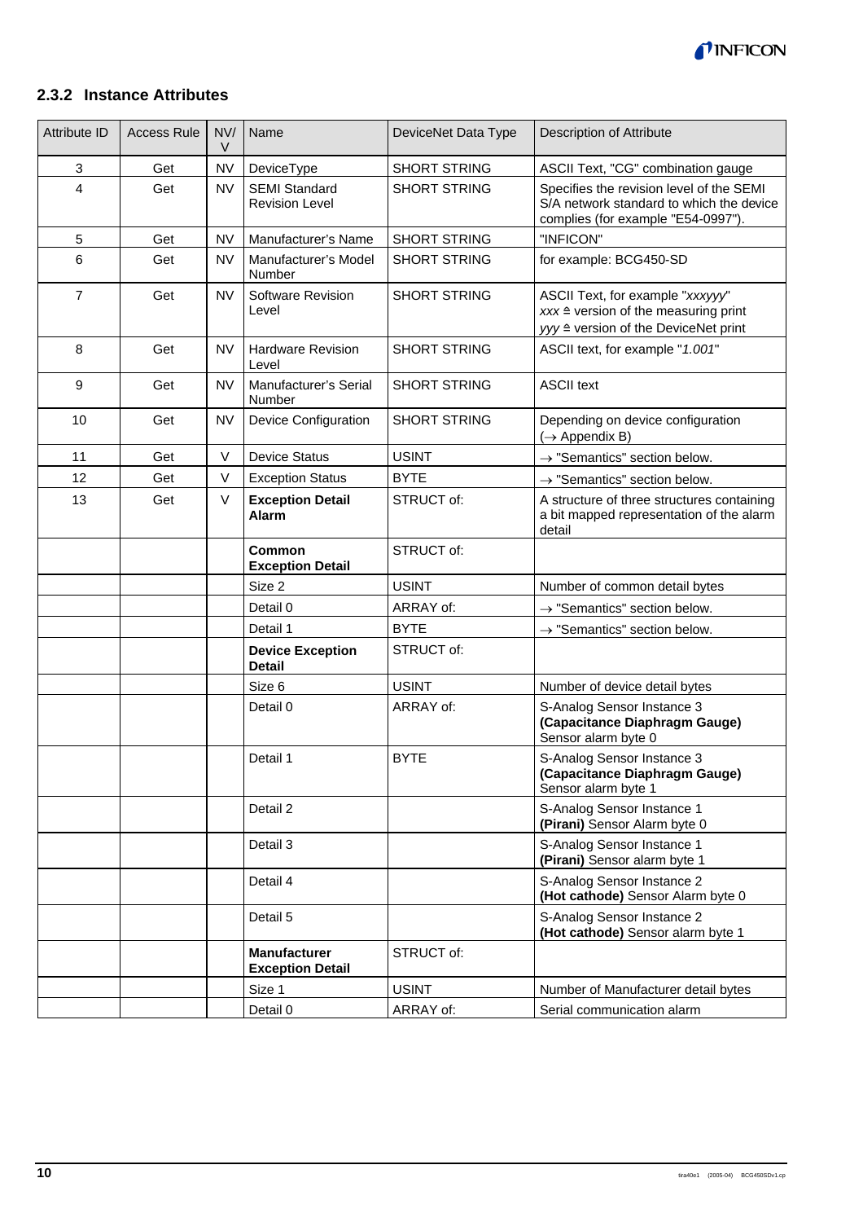### 2.3.2 Instance Attributes

| Attribute ID | Access Rule | NV/ V | Name | DeviceNet Data Type | Description of Attribute |
|---|---|---|---|---|---|
| 3 | Get | NV | DeviceType | SHORT STRING | ASCII Text, "CG" combination gauge |
| 4 | Get | NV | SEMI Standard Revision Level | SHORT STRING | Specifies the revision level of the SEMI S/A network standard to which the device complies (for example "E54-0997"). |
| 5 | Get | NV | Manufacturer's Name | SHORT STRING | "INFICON" |
| 6 | Get | NV | Manufacturer's Model Number | SHORT STRING | for example: BCG450-SD |
| 7 | Get | NV | Software Revision Level | SHORT STRING | ASCII Text, for example "*xxxyyy*" *xxx* ≙ version of the measuring print *yyy* ≙ version of the DeviceNet print |
| 8 | Get | NV | Hardware Revision Level | SHORT STRING | ASCII text, for example "*1.001*" |
| 9 | Get | NV | Manufacturer's Serial Number | SHORT STRING | ASCII text |
| 10 | Get | NV | Device Configuration | SHORT STRING | Depending on device configuration (→ Appendix B) |
| 11 | Get | V | Device Status | USINT | → "Semantics" section below. |
| 12 | Get | V | Exception Status | BYTE | → "Semantics" section below. |
| 13 | Get | V | **Exception Detail Alarm** | STRUCT of: | A structure of three structures containing a bit mapped representation of the alarm detail |
| | | | **Common Exception Detail** | STRUCT of: | |
| | | | Size 2 | USINT | Number of common detail bytes |
| | | | Detail 0 | ARRAY of: | → "Semantics" section below. |
| | | | Detail 1 | BYTE | → "Semantics" section below. |
| | | | **Device Exception Detail** | STRUCT of: | |
| | | | Size 6 | USINT | Number of device detail bytes |
| | | | Detail 0 | ARRAY of: | S-Analog Sensor Instance 3 **(Capacitance Diaphragm Gauge)** Sensor alarm byte 0 |
| | | | Detail 1 | BYTE | S-Analog Sensor Instance 3 **(Capacitance Diaphragm Gauge)** Sensor alarm byte 1 |
| | | | Detail 2 | | S-Analog Sensor Instance 1 **(Pirani)** Sensor Alarm byte 0 |
| | | | Detail 3 | | S-Analog Sensor Instance 1 **(Pirani)** Sensor alarm byte 1 |
| | | | Detail 4 | | S-Analog Sensor Instance 2 **(Hot cathode)** Sensor Alarm byte 0 |
| | | | Detail 5 | | S-Analog Sensor Instance 2 **(Hot cathode)** Sensor alarm byte 1 |
| | | | **Manufacturer Exception Detail** | STRUCT of: | |
| | | | Size 1 | USINT | Number of Manufacturer detail bytes |
| | | | Detail 0 | ARRAY of: | Serial communication alarm |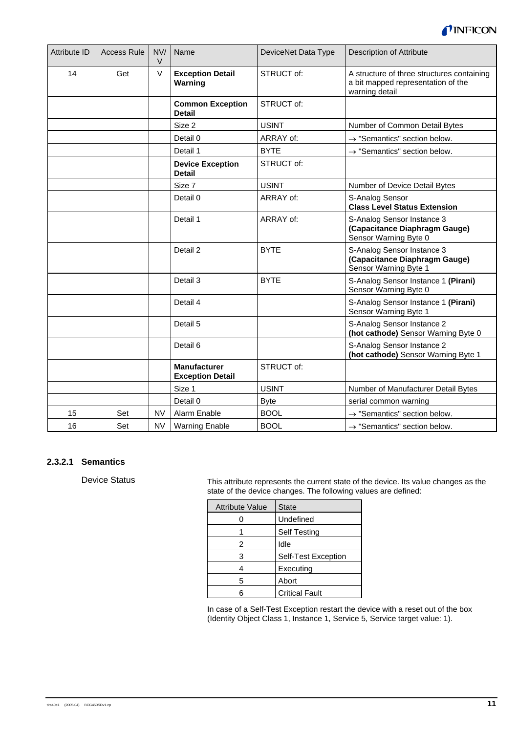| Attribute ID | Access Rule | NV/ V | Name | DeviceNet Data Type | Description of Attribute |
|---|---|---|---|---|---|
| 14 | Get | V | **Exception Detail Warning** | STRUCT of: | A structure of three structures containing a bit mapped representation of the warning detail |
| | | | **Common Exception Detail** | STRUCT of: | |
| | | | Size 2 | USINT | Number of Common Detail Bytes |
| | | | Detail 0 | ARRAY of: | → "Semantics" section below. |
| | | | Detail 1 | BYTE | → "Semantics" section below. |
| | | | **Device Exception Detail** | STRUCT of: | |
| | | | Size 7 | USINT | Number of Device Detail Bytes |
| | | | Detail 0 | ARRAY of: | S-Analog Sensor **Class Level Status Extension** |
| | | | Detail 1 | ARRAY of: | S-Analog Sensor Instance 3 **(Capacitance Diaphragm Gauge)** Sensor Warning Byte 0 |
| | | | Detail 2 | BYTE | S-Analog Sensor Instance 3 **(Capacitance Diaphragm Gauge)** Sensor Warning Byte 1 |
| | | | Detail 3 | BYTE | S-Analog Sensor Instance 1 **(Pirani)** Sensor Warning Byte 0 |
| | | | Detail 4 | | S-Analog Sensor Instance 1 **(Pirani)** Sensor Warning Byte 1 |
| | | | Detail 5 | | S-Analog Sensor Instance 2 **(hot cathode)** Sensor Warning Byte 0 |
| | | | Detail 6 | | S-Analog Sensor Instance 2 **(hot cathode)** Sensor Warning Byte 1 |
| | | | **Manufacturer Exception Detail** | STRUCT of: | |
| | | | Size 1 | USINT | Number of Manufacturer Detail Bytes |
| | | | Detail 0 | Byte | serial common warning |
| 15 | Set | NV | Alarm Enable | BOOL | → "Semantics" section below. |
| 16 | Set | NV | Warning Enable | BOOL | → "Semantics" section below. |

### 2.3.2.1 Semantics

Device Status

This attribute represents the current state of the device. Its value changes as the state of the device changes. The following values are defined:

| Attribute Value | State |
|---|---|
| 0 | Undefined |
| 1 | Self Testing |
| 2 | Idle |
| 3 | Self-Test Exception |
| 4 | Executing |
| 5 | Abort |
| 6 | Critical Fault |

In case of a Self-Test Exception restart the device with a reset out of the box (Identity Object Class 1, Instance 1, Service 5, Service target value: 1).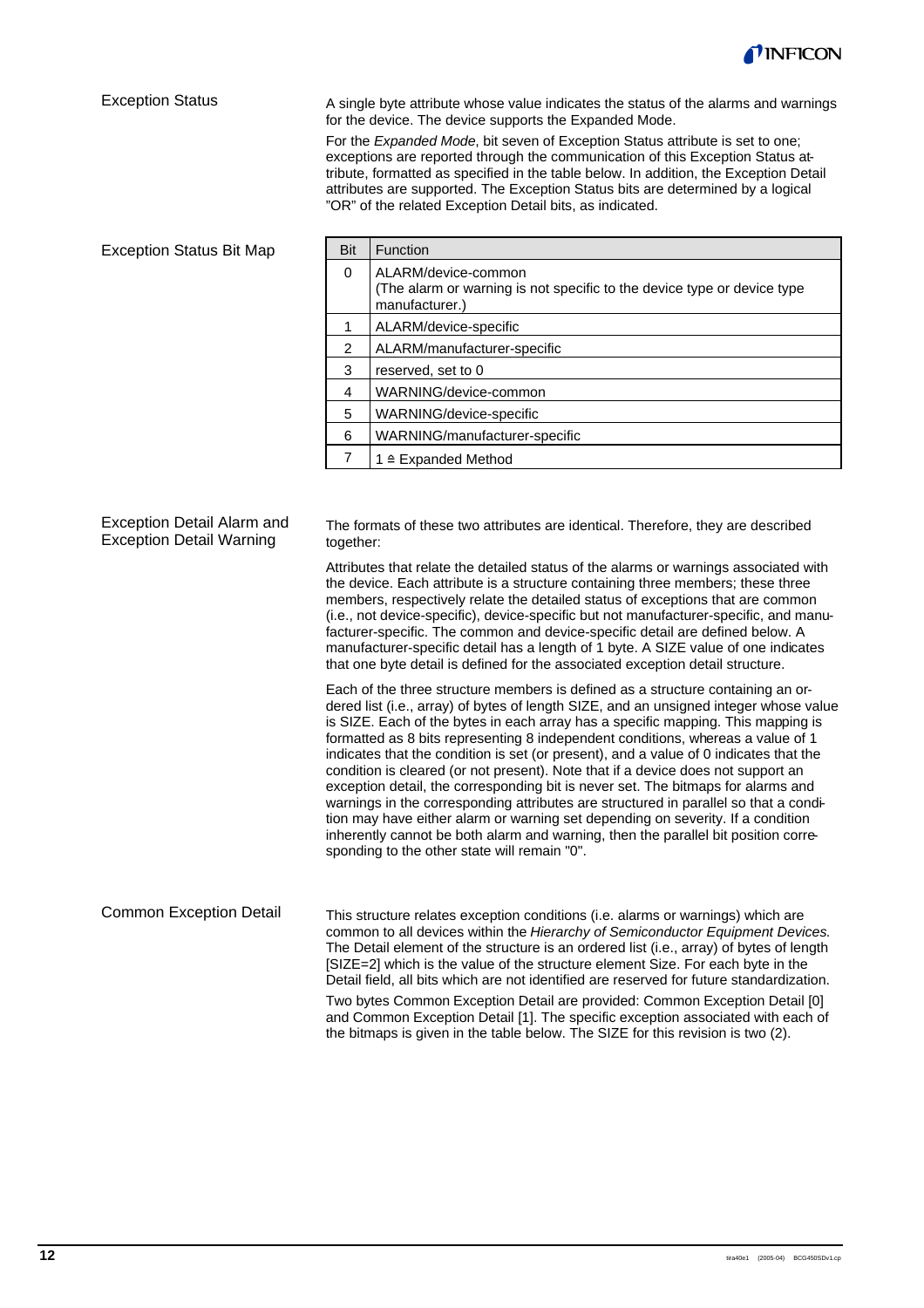## Exception Status

A single byte attribute whose value indicates the status of the alarms and warnings for the device. The device supports the Expanded Mode.

For the *Expanded Mode*, bit seven of Exception Status attribute is set to one; exceptions are reported through the communication of this Exception Status attribute, formatted as specified in the table below. In addition, the Exception Detail attributes are supported. The Exception Status bits are determined by a logical "OR" of the related Exception Detail bits, as indicated.

## Exception Status Bit Map

| Bit | Function |
|---|---|
| 0 | ALARM/device-common<br>(The alarm or warning is not specific to the device type or device type manufacturer.) |
| 1 | ALARM/device-specific |
| 2 | ALARM/manufacturer-specific |
| 3 | reserved, set to 0 |
| 4 | WARNING/device-common |
| 5 | WARNING/device-specific |
| 6 | WARNING/manufacturer-specific |
| 7 | 1 ≙ Expanded Method |

## Exception Detail Alarm and Exception Detail Warning

The formats of these two attributes are identical. Therefore, they are described together:

Attributes that relate the detailed status of the alarms or warnings associated with the device. Each attribute is a structure containing three members; these three members, respectively relate the detailed status of exceptions that are common (i.e., not device-specific), device-specific but not manufacturer-specific, and manufacturer-specific. The common and device-specific detail are defined below. A manufacturer-specific detail has a length of 1 byte. A SIZE value of one indicates that one byte detail is defined for the associated exception detail structure.

Each of the three structure members is defined as a structure containing an ordered list (i.e., array) of bytes of length SIZE, and an unsigned integer whose value is SIZE. Each of the bytes in each array has a specific mapping. This mapping is formatted as 8 bits representing 8 independent conditions, whereas a value of 1 indicates that the condition is set (or present), and a value of 0 indicates that the condition is cleared (or not present). Note that if a device does not support an exception detail, the corresponding bit is never set. The bitmaps for alarms and warnings in the corresponding attributes are structured in parallel so that a condition may have either alarm or warning set depending on severity. If a condition inherently cannot be both alarm and warning, then the parallel bit position corresponding to the other state will remain "0".

## Common Exception Detail

This structure relates exception conditions (i.e. alarms or warnings) which are common to all devices within the *Hierarchy of Semiconductor Equipment Devices.* The Detail element of the structure is an ordered list (i.e., array) of bytes of length [SIZE=2] which is the value of the structure element Size. For each byte in the Detail field, all bits which are not identified are reserved for future standardization.

Two bytes Common Exception Detail are provided: Common Exception Detail [0] and Common Exception Detail [1]. The specific exception associated with each of the bitmaps is given in the table below. The SIZE for this revision is two (2).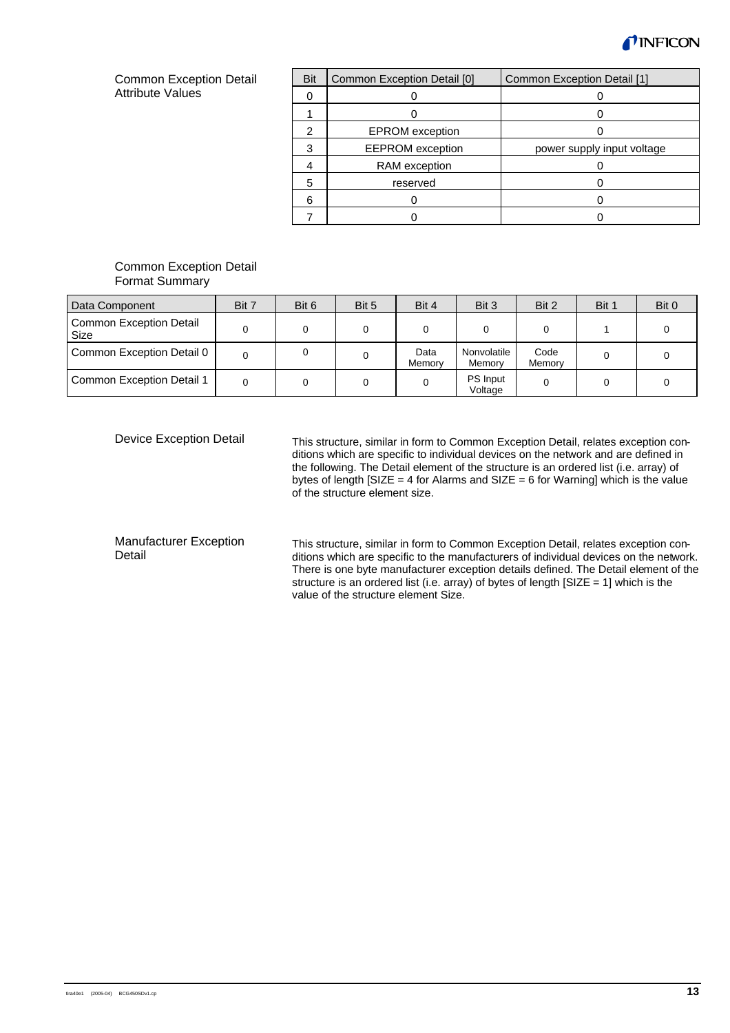### Common Exception Detail Attribute Values

| Bit | Common Exception Detail [0] | Common Exception Detail [1] |
|---|---|---|
| 0 | 0 | 0 |
| 1 | 0 | 0 |
| 2 | EPROM exception | 0 |
| 3 | EEPROM exception | power supply input voltage |
| 4 | RAM exception | 0 |
| 5 | reserved | 0 |
| 6 | 0 | 0 |
| 7 | 0 | 0 |

### Common Exception Detail Format Summary

| Data Component | Bit 7 | Bit 6 | Bit 5 | Bit 4 | Bit 3 | Bit 2 | Bit 1 | Bit 0 |
|---|---|---|---|---|---|---|---|---|
| Common Exception Detail Size | 0 | 0 | 0 | 0 | 0 | 0 | 1 | 0 |
| Common Exception Detail 0 | 0 | 0 | 0 | Data Memory | Nonvolatile Memory | Code Memory | 0 | 0 |
| Common Exception Detail 1 | 0 | 0 | 0 | 0 | PS Input Voltage | 0 | 0 | 0 |

### Device Exception Detail

This structure, similar in form to Common Exception Detail, relates exception conditions which are specific to individual devices on the network and are defined in the following. The Detail element of the structure is an ordered list (i.e. array) of bytes of length [SIZE = 4 for Alarms and SIZE = 6 for Warning] which is the value of the structure element size.

### Manufacturer Exception Detail

This structure, similar in form to Common Exception Detail, relates exception conditions which are specific to the manufacturers of individual devices on the network. There is one byte manufacturer exception details defined. The Detail element of the structure is an ordered list (i.e. array) of bytes of length [SIZE = 1] which is the value of the structure element Size.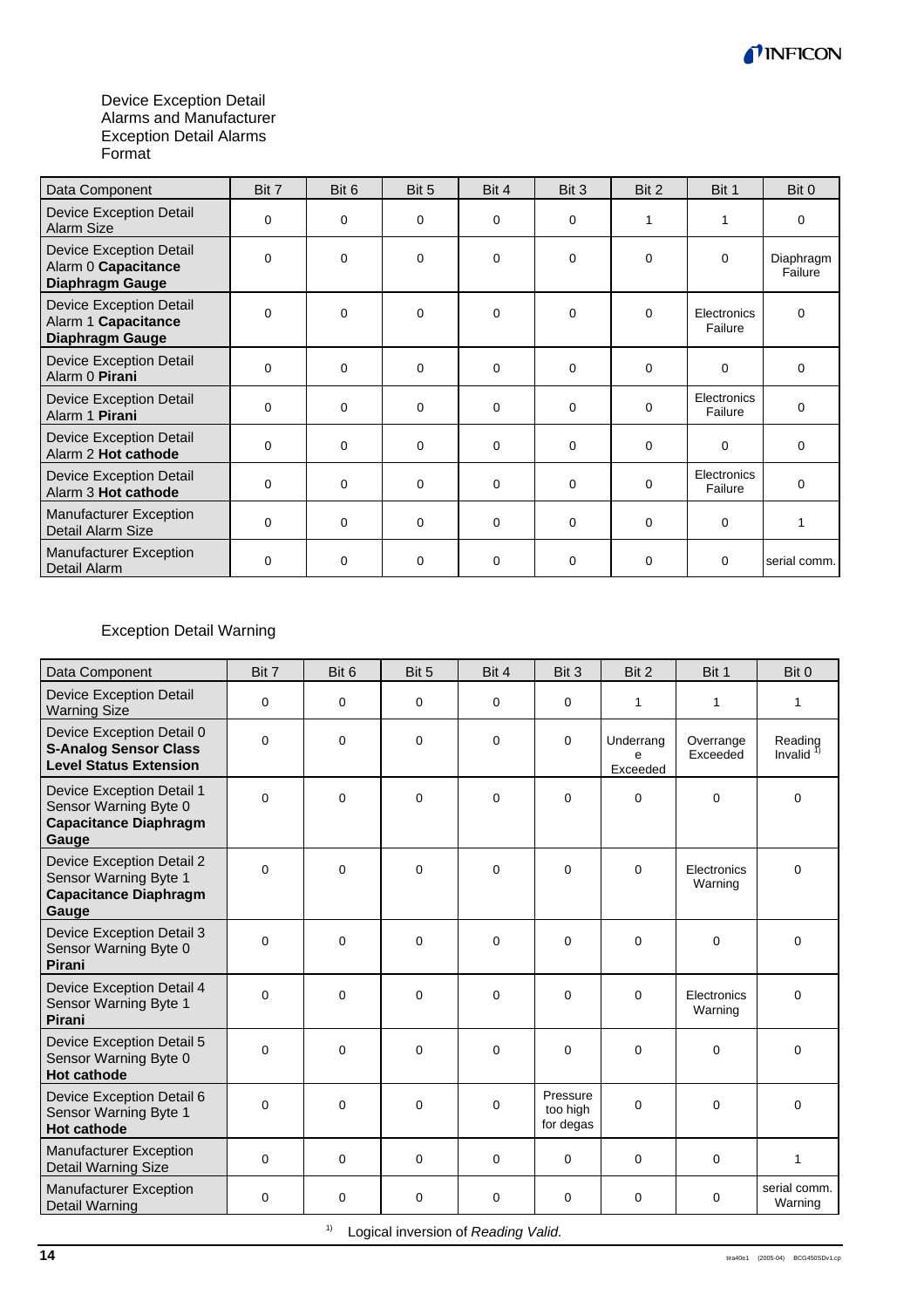Device Exception Detail Alarms and Manufacturer Exception Detail Alarms Format

| Data Component | Bit 7 | Bit 6 | Bit 5 | Bit 4 | Bit 3 | Bit 2 | Bit 1 | Bit 0 |
|---|---|---|---|---|---|---|---|---|
| Device Exception Detail Alarm Size | 0 | 0 | 0 | 0 | 0 | 1 | 1 | 0 |
| Device Exception Detail Alarm 0 **Capacitance Diaphragm Gauge** | 0 | 0 | 0 | 0 | 0 | 0 | 0 | Diaphragm Failure |
| Device Exception Detail Alarm 1 **Capacitance Diaphragm Gauge** | 0 | 0 | 0 | 0 | 0 | 0 | Electronics Failure | 0 |
| Device Exception Detail Alarm 0 **Pirani** | 0 | 0 | 0 | 0 | 0 | 0 | 0 | 0 |
| Device Exception Detail Alarm 1 **Pirani** | 0 | 0 | 0 | 0 | 0 | 0 | Electronics Failure | 0 |
| Device Exception Detail Alarm 2 **Hot cathode** | 0 | 0 | 0 | 0 | 0 | 0 | 0 | 0 |
| Device Exception Detail Alarm 3 **Hot cathode** | 0 | 0 | 0 | 0 | 0 | 0 | Electronics Failure | 0 |
| Manufacturer Exception Detail Alarm Size | 0 | 0 | 0 | 0 | 0 | 0 | 0 | 1 |
| Manufacturer Exception Detail Alarm | 0 | 0 | 0 | 0 | 0 | 0 | 0 | serial comm. |

Exception Detail Warning

| Data Component | Bit 7 | Bit 6 | Bit 5 | Bit 4 | Bit 3 | Bit 2 | Bit 1 | Bit 0 |
|---|---|---|---|---|---|---|---|---|
| Device Exception Detail Warning Size | 0 | 0 | 0 | 0 | 0 | 1 | 1 | 1 |
| Device Exception Detail 0 **S-Analog Sensor Class Level Status Extension** | 0 | 0 | 0 | 0 | 0 | Underrange Exceeded | Overrange Exceeded | Reading Invalid [1)] |
| Device Exception Detail 1 Sensor Warning Byte 0 **Capacitance Diaphragm Gauge** | 0 | 0 | 0 | 0 | 0 | 0 | 0 | 0 |
| Device Exception Detail 2 Sensor Warning Byte 1 **Capacitance Diaphragm Gauge** | 0 | 0 | 0 | 0 | 0 | 0 | Electronics Warning | 0 |
| Device Exception Detail 3 Sensor Warning Byte 0 **Pirani** | 0 | 0 | 0 | 0 | 0 | 0 | 0 | 0 |
| Device Exception Detail 4 Sensor Warning Byte 1 **Pirani** | 0 | 0 | 0 | 0 | 0 | 0 | Electronics Warning | 0 |
| Device Exception Detail 5 Sensor Warning Byte 0 **Hot cathode** | 0 | 0 | 0 | 0 | 0 | 0 | 0 | 0 |
| Device Exception Detail 6 Sensor Warning Byte 1 **Hot cathode** | 0 | 0 | 0 | 0 | Pressure too high for degas | 0 | 0 | 0 |
| Manufacturer Exception Detail Warning Size | 0 | 0 | 0 | 0 | 0 | 0 | 0 | 1 |
| Manufacturer Exception Detail Warning | 0 | 0 | 0 | 0 | 0 | 0 | 0 | serial comm. Warning |

[1)] Logical inversion of *Reading Valid.*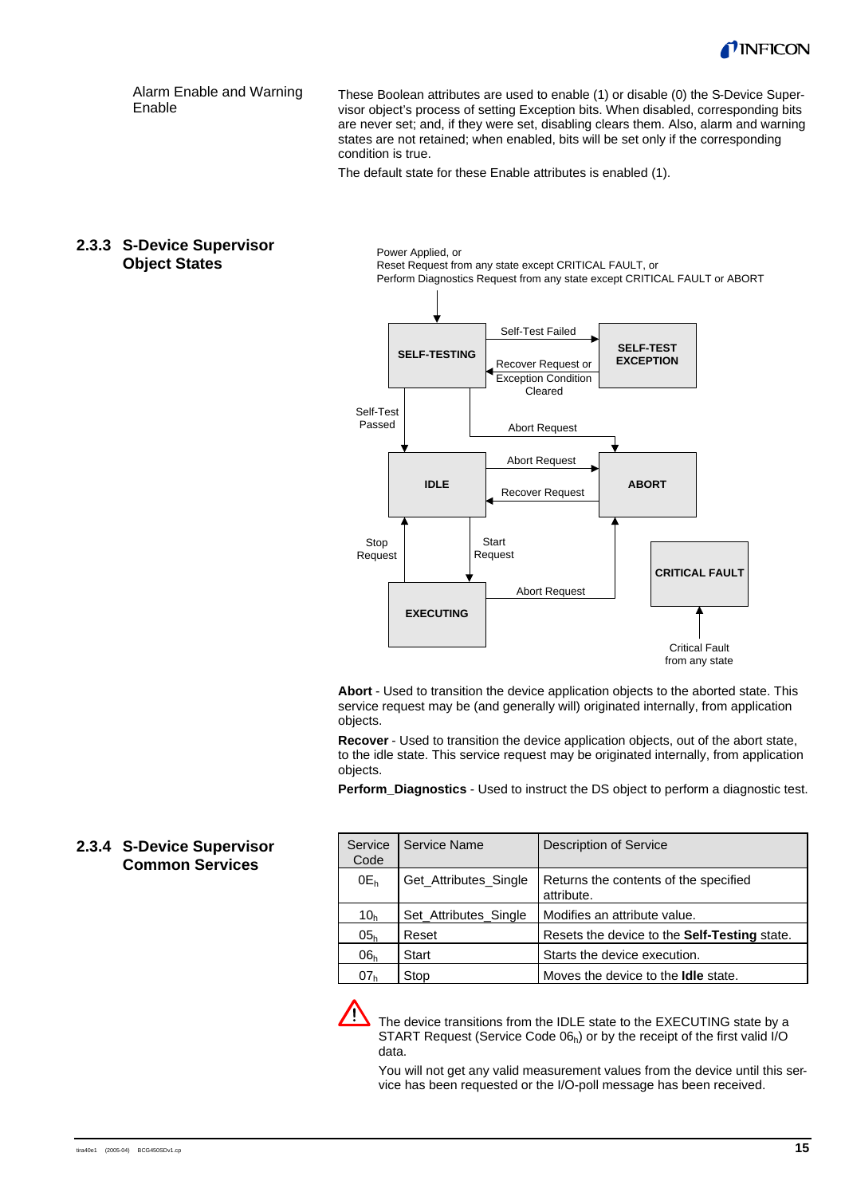Alarm Enable and Warning Enable

These Boolean attributes are used to enable (1) or disable (0) the S-Device Supervisor object's process of setting Exception bits. When disabled, corresponding bits are never set; and, if they were set, disabling clears them. Also, alarm and warning states are not retained; when enabled, bits will be set only if the corresponding condition is true.

The default state for these Enable attributes is enabled (1).

## 2.3.3 S-Device Supervisor Object States

Power Applied, or
Reset Request from any state except CRITICAL FAULT, or
Perform Diagnostics Request from any state except CRITICAL FAULT or ABORT

SELF-TESTING — Self-Test Failed → SELF-TEST EXCEPTION
SELF-TEST EXCEPTION — Recover Request or Exception Condition Cleared → SELF-TESTING
SELF-TESTING — Self-Test Passed → IDLE
SELF-TESTING — Abort Request → ABORT
IDLE — Abort Request → ABORT
ABORT — Recover Request → IDLE
IDLE — Start Request → EXECUTING
EXECUTING — Stop Request → IDLE
EXECUTING — Abort Request → ABORT
Critical Fault from any state → CRITICAL FAULT

**Abort** - Used to transition the device application objects to the aborted state. This service request may be (and generally will) originated internally, from application objects.

**Recover** - Used to transition the device application objects, out of the abort state, to the idle state. This service request may be originated internally, from application objects.

**Perform_Diagnostics** - Used to instruct the DS object to perform a diagnostic test.

## 2.3.4 S-Device Supervisor Common Services

| Service Code | Service Name | Description of Service |
|---|---|---|
| $0E_h$ | Get_Attributes_Single | Returns the contents of the specified attribute. |
| $10_h$ | Set_Attributes_Single | Modifies an attribute value. |
| $05_h$ | Reset | Resets the device to the **Self-Testing** state. |
| $06_h$ | Start | Starts the device execution. |
| $07_h$ | Stop | Moves the device to the **Idle** state. |

The device transitions from the IDLE state to the EXECUTING state by a START Request (Service Code $06_h$) or by the receipt of the first valid I/O data.

You will not get any valid measurement values from the device until this service has been requested or the I/O-poll message has been received.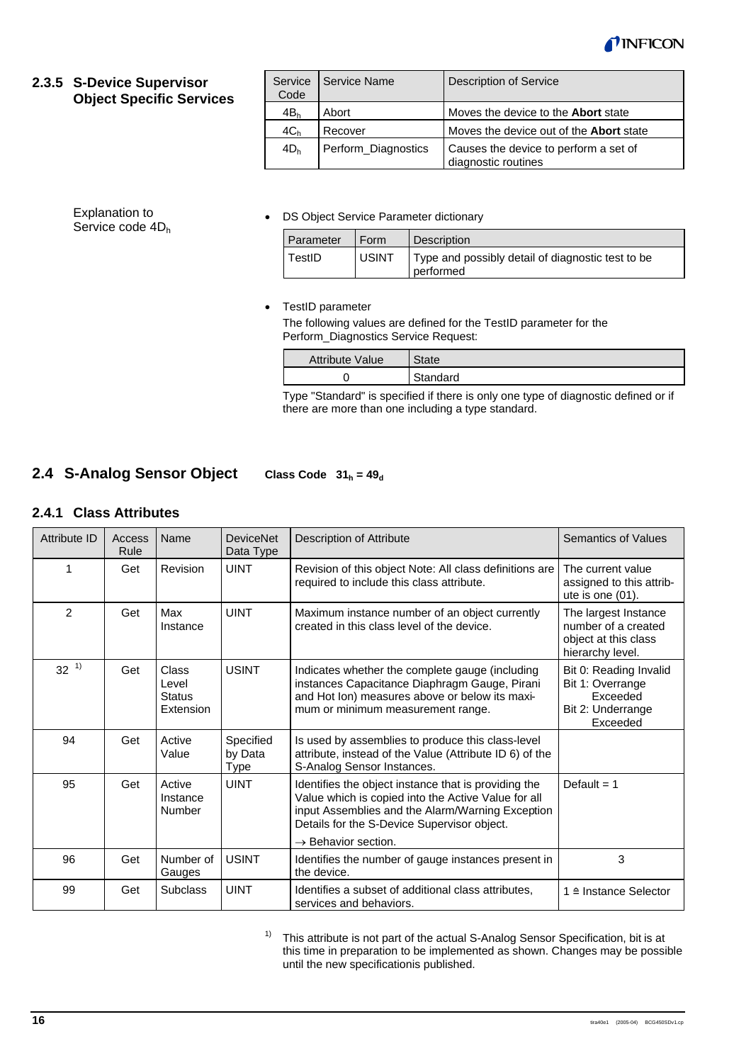### 2.3.5 S-Device Supervisor Object Specific Services

| Service Code | Service Name | Description of Service |
|---|---|---|
| $4B_h$ | Abort | Moves the device to the **Abort** state |
| $4C_h$ | Recover | Moves the device out of the **Abort** state |
| $4D_h$ | Perform_Diagnostics | Causes the device to perform a set of diagnostic routines |

Explanation to Service code $4D_h$

- DS Object Service Parameter dictionary

| Parameter | Form | Description |
|---|---|---|
| TestID | USINT | Type and possibly detail of diagnostic test to be performed |

- TestID parameter

  The following values are defined for the TestID parameter for the Perform_Diagnostics Service Request:

| Attribute Value | State |
|---|---|
| 0 | Standard |

Type "Standard" is specified if there is only one type of diagnostic defined or if there are more than one including a type standard.

## 2.4 S-Analog Sensor Object Class Code $31_h = 49_d$

### 2.4.1 Class Attributes

| Attribute ID | Access Rule | Name | DeviceNet Data Type | Description of Attribute | Semantics of Values |
|---|---|---|---|---|---|
| 1 | Get | Revision | UINT | Revision of this object Note: All class definitions are required to include this class attribute. | The current value assigned to this attribute is one (01). |
| 2 | Get | Max Instance | UINT | Maximum instance number of an object currently created in this class level of the device. | The largest Instance number of a created object at this class hierarchy level. |
| 32 [1)] | Get | Class Level Status Extension | USINT | Indicates whether the complete gauge (including instances Capacitance Diaphragm Gauge, Pirani and Hot Ion) measures above or below its maximum or minimum measurement range. | Bit 0: Reading Invalid<br>Bit 1: Overrange Exceeded<br>Bit 2: Underrange Exceeded |
| 94 | Get | Active Value | Specified by Data Type | Is used by assemblies to produce this class-level attribute, instead of the Value (Attribute ID 6) of the S-Analog Sensor Instances. | |
| 95 | Get | Active Instance Number | UINT | Identifies the object instance that is providing the Value which is copied into the Active Value for all input Assemblies and the Alarm/Warning Exception Details for the S-Device Supervisor object.<br>→ Behavior section. | Default = 1 |
| 96 | Get | Number of Gauges | USINT | Identifies the number of gauge instances present in the device. | 3 |
| 99 | Get | Subclass | UINT | Identifies a subset of additional class attributes, services and behaviors. | 1 ≙ Instance Selector |

[1)] This attribute is not part of the actual S-Analog Sensor Specification, bit is at this time in preparation to be implemented as shown. Changes may be possible until the new specificationis published.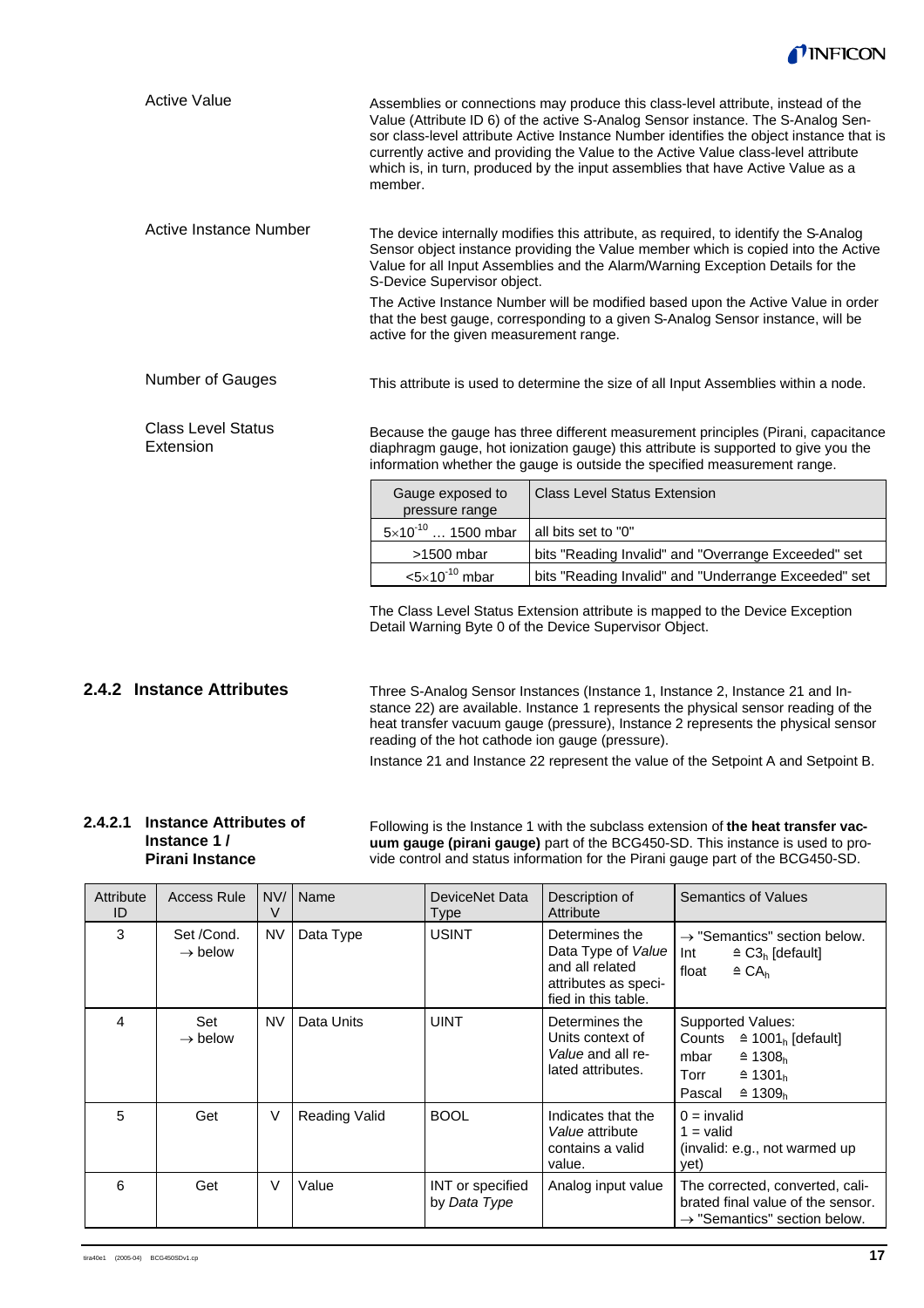**Active Value**

Assemblies or connections may produce this class-level attribute, instead of the Value (Attribute ID 6) of the active S-Analog Sensor instance. The S-Analog Sensor class-level attribute Active Instance Number identifies the object instance that is currently active and providing the Value to the Active Value class-level attribute which is, in turn, produced by the input assemblies that have Active Value as a member.

**Active Instance Number**

The device internally modifies this attribute, as required, to identify the S-Analog Sensor object instance providing the Value member which is copied into the Active Value for all Input Assemblies and the Alarm/Warning Exception Details for the S-Device Supervisor object.

The Active Instance Number will be modified based upon the Active Value in order that the best gauge, corresponding to a given S-Analog Sensor instance, will be active for the given measurement range.

**Number of Gauges**

This attribute is used to determine the size of all Input Assemblies within a node.

**Class Level Status Extension**

Because the gauge has three different measurement principles (Pirani, capacitance diaphragm gauge, hot ionization gauge) this attribute is supported to give you the information whether the gauge is outside the specified measurement range.

| Gauge exposed to pressure range | Class Level Status Extension |
|---|---|
| $5\times10^{-10}$ … 1500 mbar | all bits set to "0" |
| >1500 mbar | bits "Reading Invalid" and "Overrange Exceeded" set |
| $<5\times10^{-10}$ mbar | bits "Reading Invalid" and "Underrange Exceeded" set |

The Class Level Status Extension attribute is mapped to the Device Exception Detail Warning Byte 0 of the Device Supervisor Object.

## 2.4.2 Instance Attributes

Three S-Analog Sensor Instances (Instance 1, Instance 2, Instance 21 and Instance 22) are available. Instance 1 represents the physical sensor reading of the heat transfer vacuum gauge (pressure), Instance 2 represents the physical sensor reading of the hot cathode ion gauge (pressure).

Instance 21 and Instance 22 represent the value of the Setpoint A and Setpoint B.

### 2.4.2.1 Instance Attributes of Instance 1 / Pirani Instance

Following is the Instance 1 with the subclass extension of **the heat transfer vacuum gauge (pirani gauge)** part of the BCG450-SD. This instance is used to provide control and status information for the Pirani gauge part of the BCG450-SD.

| Attribute ID | Access Rule | NV/V | Name | DeviceNet Data Type | Description of Attribute | Semantics of Values |
|---|---|---|---|---|---|---|
| 3 | Set /Cond. → below | NV | Data Type | USINT | Determines the Data Type of *Value* and all related attributes as specified in this table. | → "Semantics" section below.<br>Int ≙ $C3_h$ [default]<br>float ≙ $CA_h$ |
| 4 | Set → below | NV | Data Units | UINT | Determines the Units context of *Value* and all related attributes. | Supported Values:<br>Counts ≙ $1001_h$ [default]<br>mbar ≙ $1308_h$<br>Torr ≙ $1301_h$<br>Pascal ≙ $1309_h$ |
| 5 | Get | V | Reading Valid | BOOL | Indicates that the *Value* attribute contains a valid value. | 0 = invalid<br>1 = valid<br>(invalid: e.g., not warmed up yet) |
| 6 | Get | V | Value | INT or specified by *Data Type* | Analog input value | The corrected, converted, calibrated final value of the sensor.<br>→ "Semantics" section below. |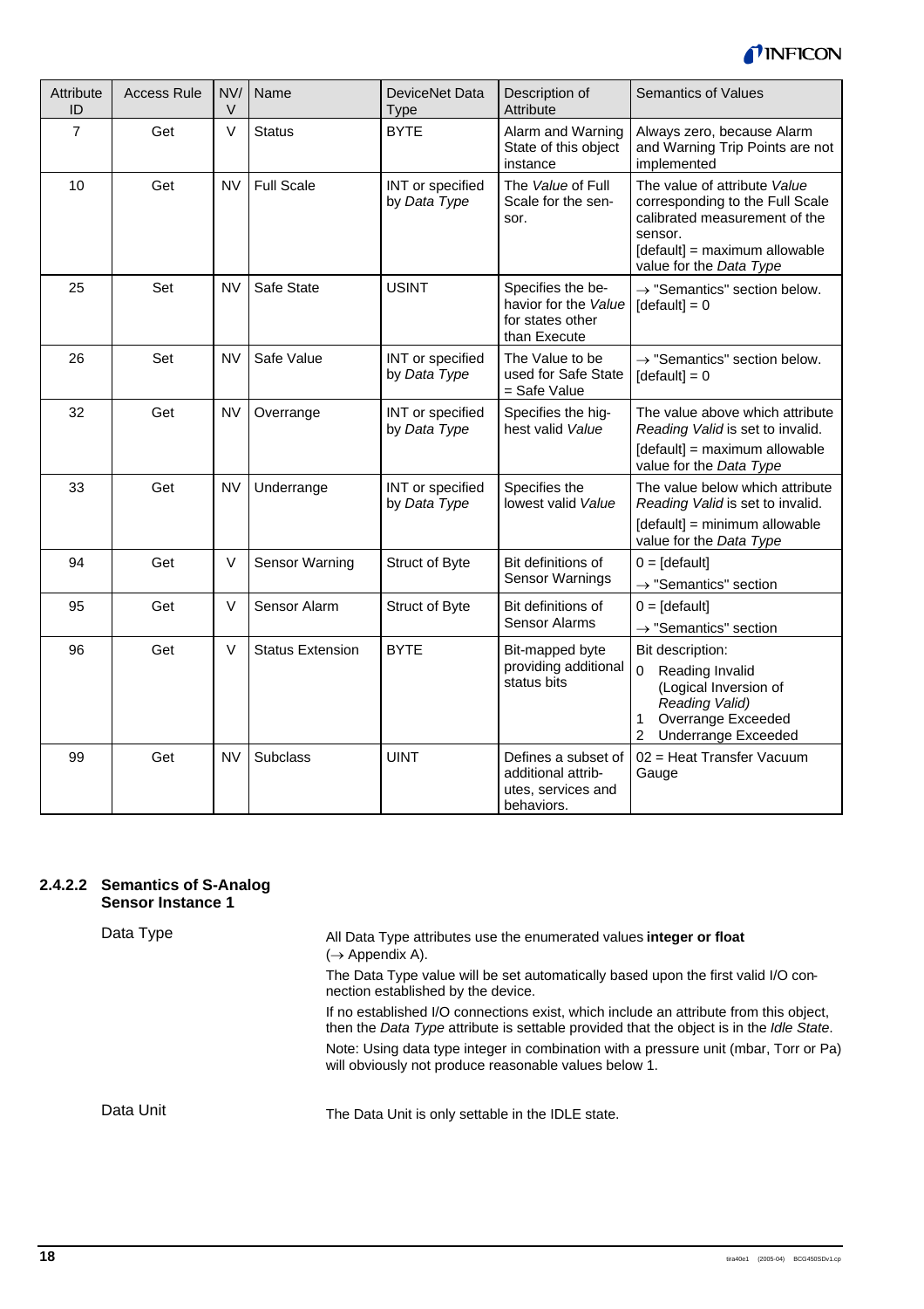| Attribute ID | Access Rule | NV/V | Name | DeviceNet Data Type | Description of Attribute | Semantics of Values |
|---|---|---|---|---|---|---|
| 7 | Get | V | Status | BYTE | Alarm and Warning State of this object instance | Always zero, because Alarm and Warning Trip Points are not implemented |
| 10 | Get | NV | Full Scale | INT or specified by *Data Type* | The *Value* of Full Scale for the sensor. | The value of attribute *Value* corresponding to the Full Scale calibrated measurement of the sensor. [default] = maximum allowable value for the *Data Type* |
| 25 | Set | NV | Safe State | USINT | Specifies the behavior for the *Value* for states other than Execute | → "Semantics" section below. [default] = 0 |
| 26 | Set | NV | Safe Value | INT or specified by *Data Type* | The Value to be used for Safe State = Safe Value | → "Semantics" section below. [default] = 0 |
| 32 | Get | NV | Overrange | INT or specified by *Data Type* | Specifies the highest valid *Value* | The value above which attribute *Reading Valid* is set to invalid. [default] = maximum allowable value for the *Data Type* |
| 33 | Get | NV | Underrange | INT or specified by *Data Type* | Specifies the lowest valid *Value* | The value below which attribute *Reading Valid* is set to invalid. [default] = minimum allowable value for the *Data Type* |
| 94 | Get | V | Sensor Warning | Struct of Byte | Bit definitions of Sensor Warnings | 0 = [default] → "Semantics" section |
| 95 | Get | V | Sensor Alarm | Struct of Byte | Bit definitions of Sensor Alarms | 0 = [default] → "Semantics" section |
| 96 | Get | V | Status Extension | BYTE | Bit-mapped byte providing additional status bits | Bit description: 0 Reading Invalid (Logical Inversion of *Reading Valid*) 1 Overrange Exceeded 2 Underrange Exceeded |
| 99 | Get | NV | Subclass | UINT | Defines a subset of additional attributes, services and behaviors. | 02 = Heat Transfer Vacuum Gauge |

### 2.4.2.2 Semantics of S-Analog Sensor Instance 1

**Data Type**

All Data Type attributes use the enumerated values **integer or float** (→ Appendix A).

The Data Type value will be set automatically based upon the first valid I/O connection established by the device.

If no established I/O connections exist, which include an attribute from this object, then the *Data Type* attribute is settable provided that the object is in the *Idle State*.

Note: Using data type integer in combination with a pressure unit (mbar, Torr or Pa) will obviously not produce reasonable values below 1.

**Data Unit**

The Data Unit is only settable in the IDLE state.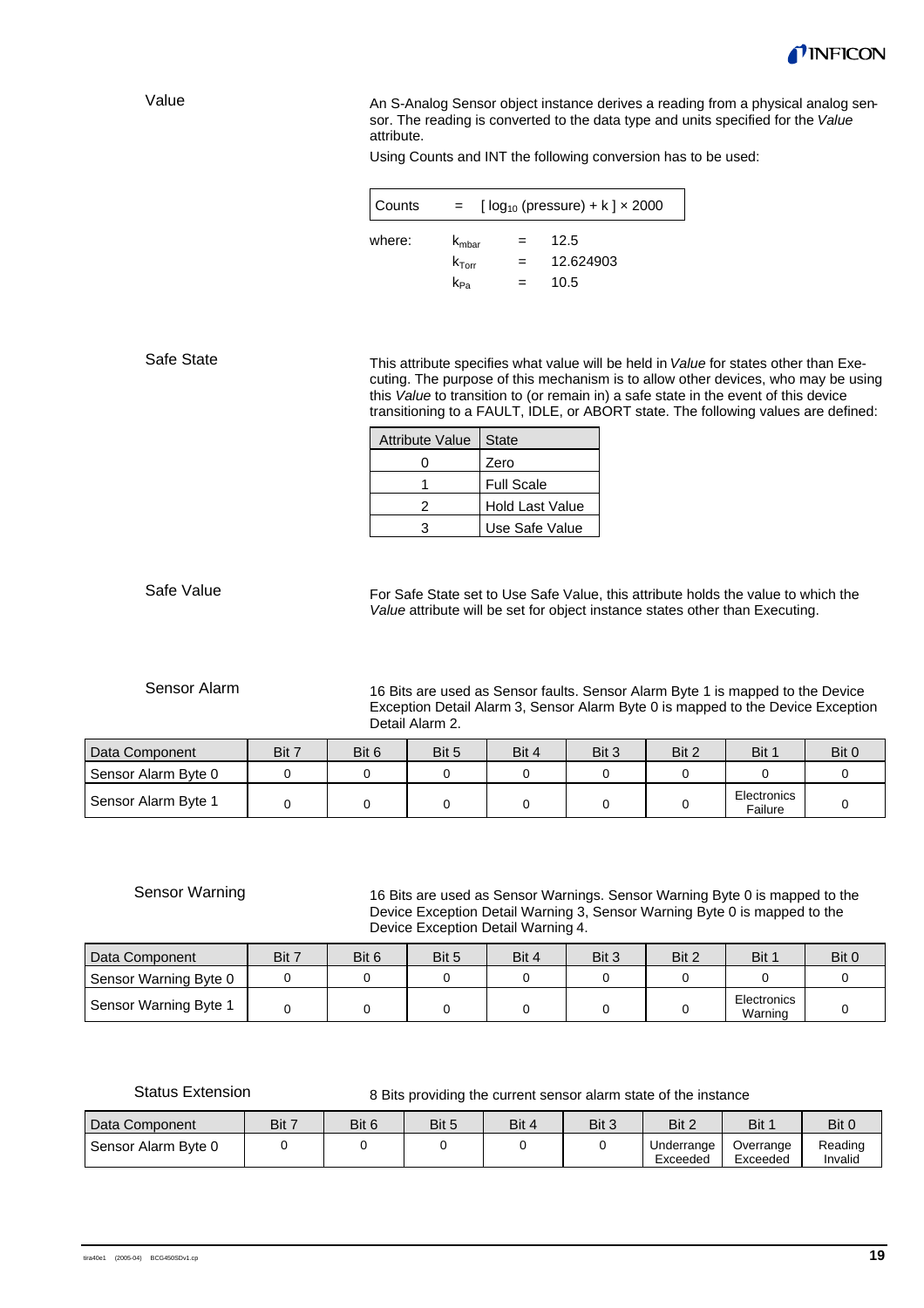## Value

An S-Analog Sensor object instance derives a reading from a physical analog sensor. The reading is converted to the data type and units specified for the *Value* attribute.

Using Counts and INT the following conversion has to be used:

$$\text{Counts} = [\log_{10}(\text{pressure}) + k] \times 2000$$

where:

$k_{mbar}$ = 12.5

$k_{Torr}$ = 12.624903

$k_{Pa}$ = 10.5

## Safe State

This attribute specifies what value will be held in *Value* for states other than Executing. The purpose of this mechanism is to allow other devices, who may be using this *Value* to transition to (or remain in) a safe state in the event of this device transitioning to a FAULT, IDLE, or ABORT state. The following values are defined:

| Attribute Value | State |
|---|---|
| 0 | Zero |
| 1 | Full Scale |
| 2 | Hold Last Value |
| 3 | Use Safe Value |

## Safe Value

For Safe State set to Use Safe Value, this attribute holds the value to which the *Value* attribute will be set for object instance states other than Executing.

## Sensor Alarm

16 Bits are used as Sensor faults. Sensor Alarm Byte 1 is mapped to the Device Exception Detail Alarm 3, Sensor Alarm Byte 0 is mapped to the Device Exception Detail Alarm 2.

| Data Component | Bit 7 | Bit 6 | Bit 5 | Bit 4 | Bit 3 | Bit 2 | Bit 1 | Bit 0 |
|---|---|---|---|---|---|---|---|---|
| Sensor Alarm Byte 0 | 0 | 0 | 0 | 0 | 0 | 0 | 0 | 0 |
| Sensor Alarm Byte 1 | 0 | 0 | 0 | 0 | 0 | 0 | Electronics Failure | 0 |

## Sensor Warning

16 Bits are used as Sensor Warnings. Sensor Warning Byte 0 is mapped to the Device Exception Detail Warning 3, Sensor Warning Byte 0 is mapped to the Device Exception Detail Warning 4.

| Data Component | Bit 7 | Bit 6 | Bit 5 | Bit 4 | Bit 3 | Bit 2 | Bit 1 | Bit 0 |
|---|---|---|---|---|---|---|---|---|
| Sensor Warning Byte 0 | 0 | 0 | 0 | 0 | 0 | 0 | 0 | 0 |
| Sensor Warning Byte 1 | 0 | 0 | 0 | 0 | 0 | 0 | Electronics Warning | 0 |

## Status Extension

8 Bits providing the current sensor alarm state of the instance

| Data Component | Bit 7 | Bit 6 | Bit 5 | Bit 4 | Bit 3 | Bit 2 | Bit 1 | Bit 0 |
|---|---|---|---|---|---|---|---|---|
| Sensor Alarm Byte 0 | 0 | 0 | 0 | 0 | 0 | Underrange Exceeded | Overrange Exceeded | Reading Invalid |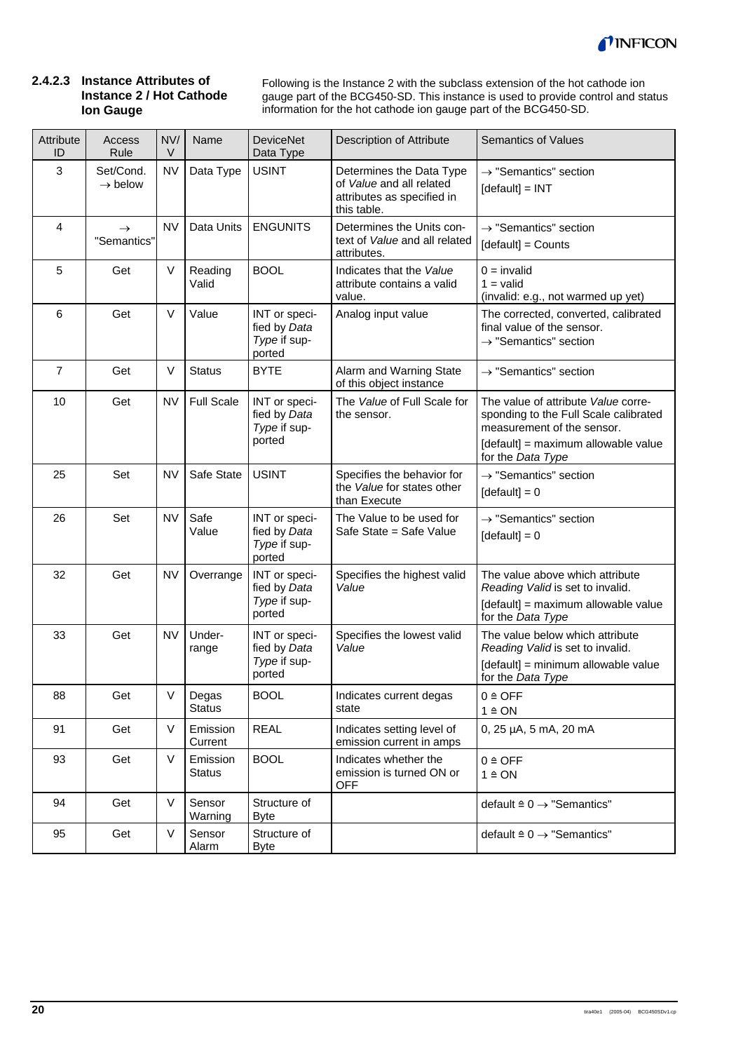#### 2.4.2.3 Instance Attributes of Instance 2 / Hot Cathode Ion Gauge

Following is the Instance 2 with the subclass extension of the hot cathode ion gauge part of the BCG450-SD. This instance is used to provide control and status information for the hot cathode ion gauge part of the BCG450-SD.

| Attribute ID | Access Rule | NV/ V | Name | DeviceNet Data Type | Description of Attribute | Semantics of Values |
|---|---|---|---|---|---|---|
| 3 | Set/Cond. → below | NV | Data Type | USINT | Determines the Data Type of *Value* and all related attributes as specified in this table. | → "Semantics" section<br>[default] = INT |
| 4 | → "Semantics" | NV | Data Units | ENGUNITS | Determines the Units context of *Value* and all related attributes. | → "Semantics" section<br>[default] = Counts |
| 5 | Get | V | Reading Valid | BOOL | Indicates that the *Value* attribute contains a valid value. | 0 = invalid<br>1 = valid<br>(invalid: e.g., not warmed up yet) |
| 6 | Get | V | Value | INT or specified by *Data Type* if supported | Analog input value | The corrected, converted, calibrated final value of the sensor.<br>→ "Semantics" section |
| 7 | Get | V | Status | BYTE | Alarm and Warning State of this object instance | → "Semantics" section |
| 10 | Get | NV | Full Scale | INT or specified by *Data Type* if supported | The *Value* of Full Scale for the sensor. | The value of attribute *Value* corresponding to the Full Scale calibrated measurement of the sensor.<br>[default] = maximum allowable value for the *Data Type* |
| 25 | Set | NV | Safe State | USINT | Specifies the behavior for the *Value* for states other than Execute | → "Semantics" section<br>[default] = 0 |
| 26 | Set | NV | Safe Value | INT or specified by *Data Type* if supported | The Value to be used for Safe State = Safe Value | → "Semantics" section<br>[default] = 0 |
| 32 | Get | NV | Overrange | INT or specified by *Data Type* if supported | Specifies the highest valid *Value* | The value above which attribute *Reading Valid* is set to invalid.<br>[default] = maximum allowable value for the *Data Type* |
| 33 | Get | NV | Underrange | INT or specified by *Data Type* if supported | Specifies the lowest valid *Value* | The value below which attribute *Reading Valid* is set to invalid.<br>[default] = minimum allowable value for the *Data Type* |
| 88 | Get | V | Degas Status | BOOL | Indicates current degas state | 0 ≙ OFF<br>1 ≙ ON |
| 91 | Get | V | Emission Current | REAL | Indicates setting level of emission current in amps | 0, 25 µA, 5 mA, 20 mA |
| 93 | Get | V | Emission Status | BOOL | Indicates whether the emission is turned ON or OFF | 0 ≙ OFF<br>1 ≙ ON |
| 94 | Get | V | Sensor Warning | Structure of Byte | | default ≙ 0 → "Semantics" |
| 95 | Get | V | Sensor Alarm | Structure of Byte | | default ≙ 0 → "Semantics" |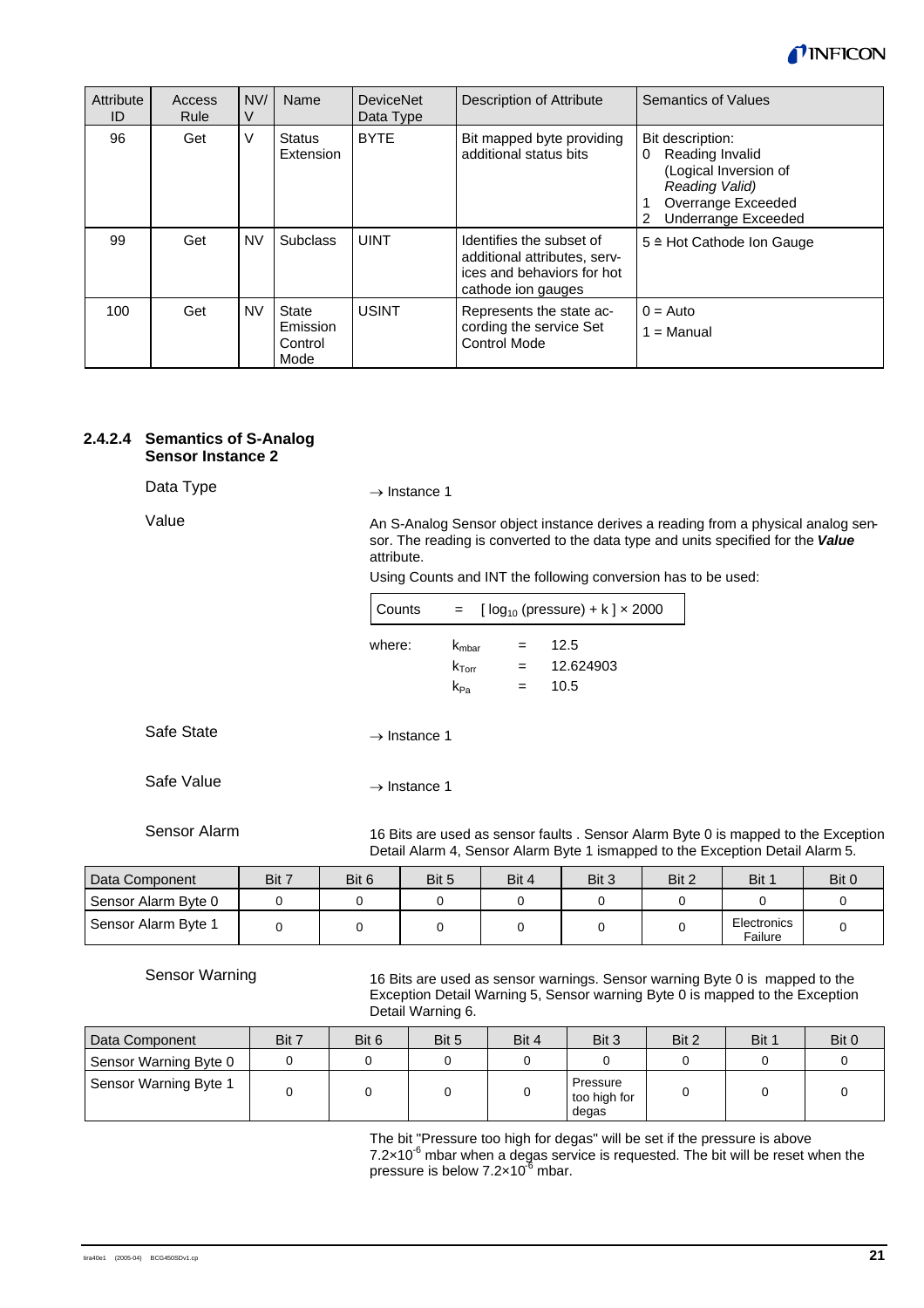| Attribute ID | Access Rule | NV/ V | Name | DeviceNet Data Type | Description of Attribute | Semantics of Values |
|---|---|---|---|---|---|---|
| 96 | Get | V | Status Extension | BYTE | Bit mapped byte providing additional status bits | Bit description:<br>0 Reading Invalid (Logical Inversion of *Reading Valid)*<br>1 Overrange Exceeded<br>2 Underrange Exceeded |
| 99 | Get | NV | Subclass | UINT | Identifies the subset of additional attributes, services and behaviors for hot cathode ion gauges | 5 ≙ Hot Cathode Ion Gauge |
| 100 | Get | NV | State Emission Control Mode | USINT | Represents the state according the service Set Control Mode | 0 = Auto<br>1 = Manual |

### 2.4.2.4 Semantics of S-Analog Sensor Instance 2

**Data Type**

→ Instance 1

**Value**

An S-Analog Sensor object instance derives a reading from a physical analog sensor. The reading is converted to the data type and units specified for the ***Value*** attribute.

Using Counts and INT the following conversion has to be used:

$$\text{Counts} = [\log_{10}(\text{pressure}) + k] \times 2000$$

where:

$k_{mbar}$ = 12.5

$k_{Torr}$ = 12.624903

$k_{Pa}$ = 10.5

**Safe State**

→ Instance 1

**Safe Value**

→ Instance 1

**Sensor Alarm**

16 Bits are used as sensor faults . Sensor Alarm Byte 0 is mapped to the Exception Detail Alarm 4, Sensor Alarm Byte 1 ismapped to the Exception Detail Alarm 5.

| Data Component | Bit 7 | Bit 6 | Bit 5 | Bit 4 | Bit 3 | Bit 2 | Bit 1 | Bit 0 |
|---|---|---|---|---|---|---|---|---|
| Sensor Alarm Byte 0 | 0 | 0 | 0 | 0 | 0 | 0 | 0 | 0 |
| Sensor Alarm Byte 1 | 0 | 0 | 0 | 0 | 0 | 0 | Electronics Failure | 0 |

**Sensor Warning**

16 Bits are used as sensor warnings. Sensor warning Byte 0 is mapped to the Exception Detail Warning 5, Sensor warning Byte 0 is mapped to the Exception Detail Warning 6.

| Data Component | Bit 7 | Bit 6 | Bit 5 | Bit 4 | Bit 3 | Bit 2 | Bit 1 | Bit 0 |
|---|---|---|---|---|---|---|---|---|
| Sensor Warning Byte 0 | 0 | 0 | 0 | 0 | 0 | 0 | 0 | 0 |
| Sensor Warning Byte 1 | 0 | 0 | 0 | 0 | Pressure too high for degas | 0 | 0 | 0 |

The bit "Pressure too high for degas" will be set if the pressure is above $7.2\times10^{-6}$ mbar when a degas service is requested. The bit will be reset when the pressure is below $7.2\times10^{-6}$ mbar.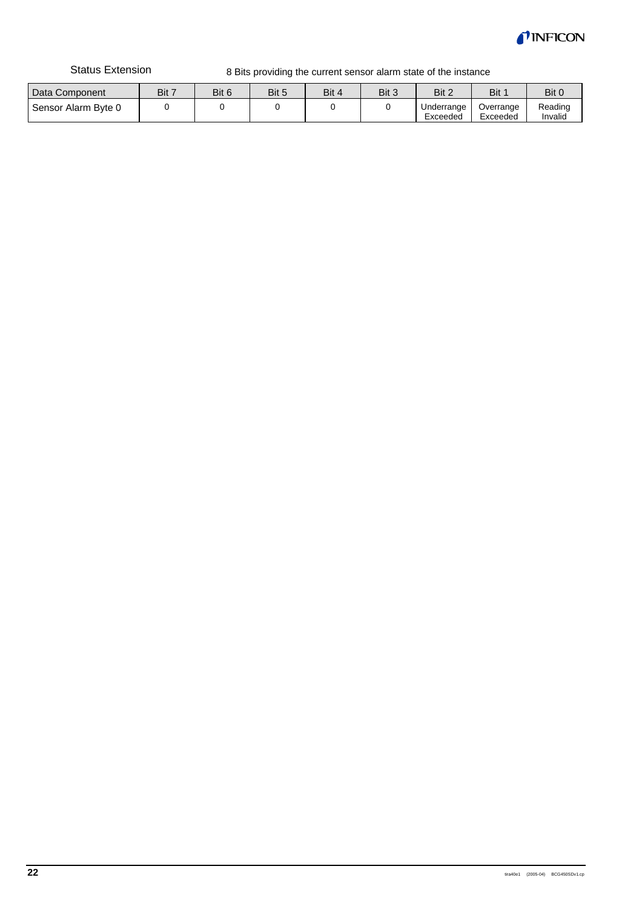Status Extension 8 Bits providing the current sensor alarm state of the instance

| Data Component | Bit 7 | Bit 6 | Bit 5 | Bit 4 | Bit 3 | Bit 2 | Bit 1 | Bit 0 |
|---|---|---|---|---|---|---|---|---|
| Sensor Alarm Byte 0 | 0 | 0 | 0 | 0 | 0 | Underrange Exceeded | Overrange Exceeded | Reading Invalid |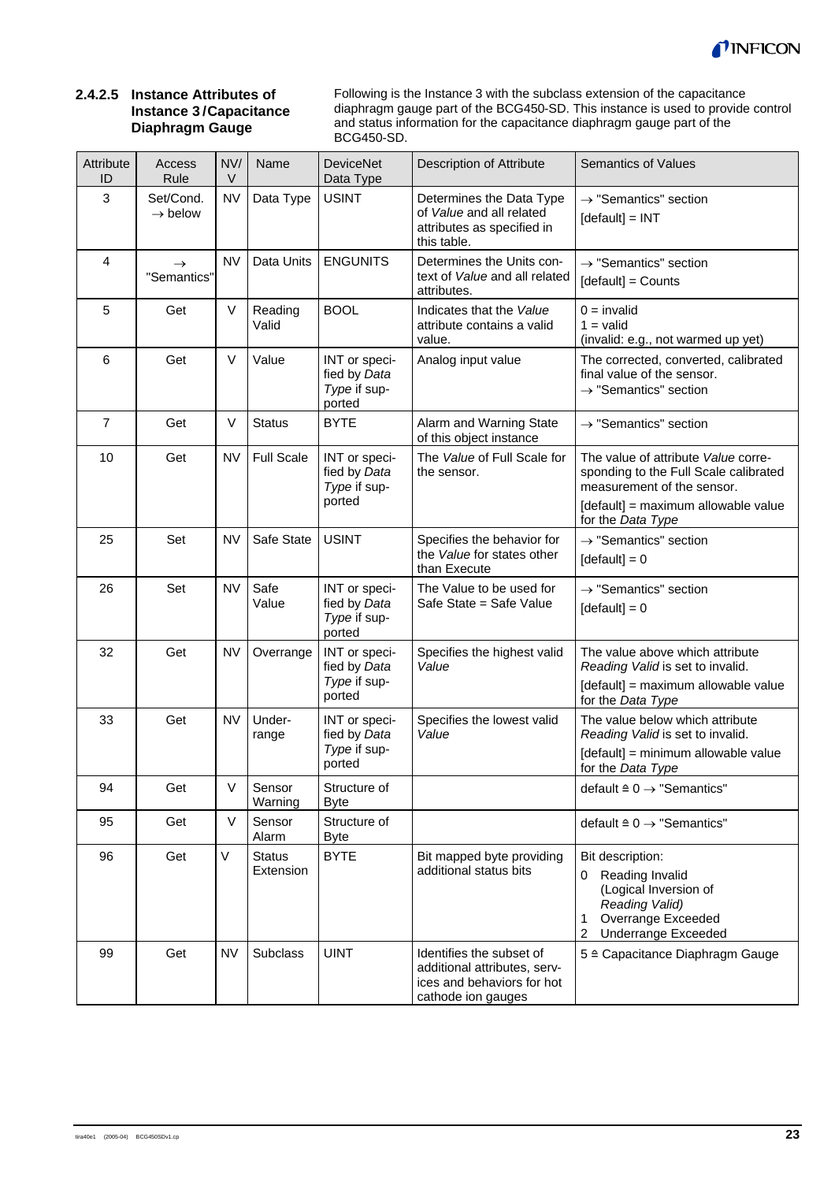#### 2.4.2.5 Instance Attributes of Instance 3 / Capacitance Diaphragm Gauge

Following is the Instance 3 with the subclass extension of the capacitance diaphragm gauge part of the BCG450-SD. This instance is used to provide control and status information for the capacitance diaphragm gauge part of the BCG450-SD.

| Attribute ID | Access Rule | NV/ V | Name | DeviceNet Data Type | Description of Attribute | Semantics of Values |
|---|---|---|---|---|---|---|
| 3 | Set/Cond. → below | NV | Data Type | USINT | Determines the Data Type of *Value* and all related attributes as specified in this table. | → "Semantics" section<br>[default] = INT |
| 4 | → "Semantics" | NV | Data Units | ENGUNITS | Determines the Units context of *Value* and all related attributes. | → "Semantics" section<br>[default] = Counts |
| 5 | Get | V | Reading Valid | BOOL | Indicates that the *Value* attribute contains a valid value. | 0 = invalid<br>1 = valid<br>(invalid: e.g., not warmed up yet) |
| 6 | Get | V | Value | INT or specified by *Data Type* if supported | Analog input value | The corrected, converted, calibrated final value of the sensor.<br>→ "Semantics" section |
| 7 | Get | V | Status | BYTE | Alarm and Warning State of this object instance | → "Semantics" section |
| 10 | Get | NV | Full Scale | INT or specified by *Data Type* if supported | The *Value* of Full Scale for the sensor. | The value of attribute *Value* corresponding to the Full Scale calibrated measurement of the sensor.<br>[default] = maximum allowable value for the *Data Type* |
| 25 | Set | NV | Safe State | USINT | Specifies the behavior for the *Value* for states other than Execute | → "Semantics" section<br>[default] = 0 |
| 26 | Set | NV | Safe Value | INT or specified by *Data Type* if supported | The Value to be used for Safe State = Safe Value | → "Semantics" section<br>[default] = 0 |
| 32 | Get | NV | Overrange | INT or specified by *Data Type* if supported | Specifies the highest valid *Value* | The value above which attribute *Reading Valid* is set to invalid.<br>[default] = maximum allowable value for the *Data Type* |
| 33 | Get | NV | Underrange | INT or specified by *Data Type* if supported | Specifies the lowest valid *Value* | The value below which attribute *Reading Valid* is set to invalid.<br>[default] = minimum allowable value for the *Data Type* |
| 94 | Get | V | Sensor Warning | Structure of Byte | | default ≙ 0 → "Semantics" |
| 95 | Get | V | Sensor Alarm | Structure of Byte | | default ≙ 0 → "Semantics" |
| 96 | Get | V | Status Extension | BYTE | Bit mapped byte providing additional status bits | Bit description:<br>0 Reading Invalid (Logical Inversion of *Reading Valid)*<br>1 Overrange Exceeded<br>2 Underrange Exceeded |
| 99 | Get | NV | Subclass | UINT | Identifies the subset of additional attributes, services and behaviors for hot cathode ion gauges | 5 ≙ Capacitance Diaphragm Gauge |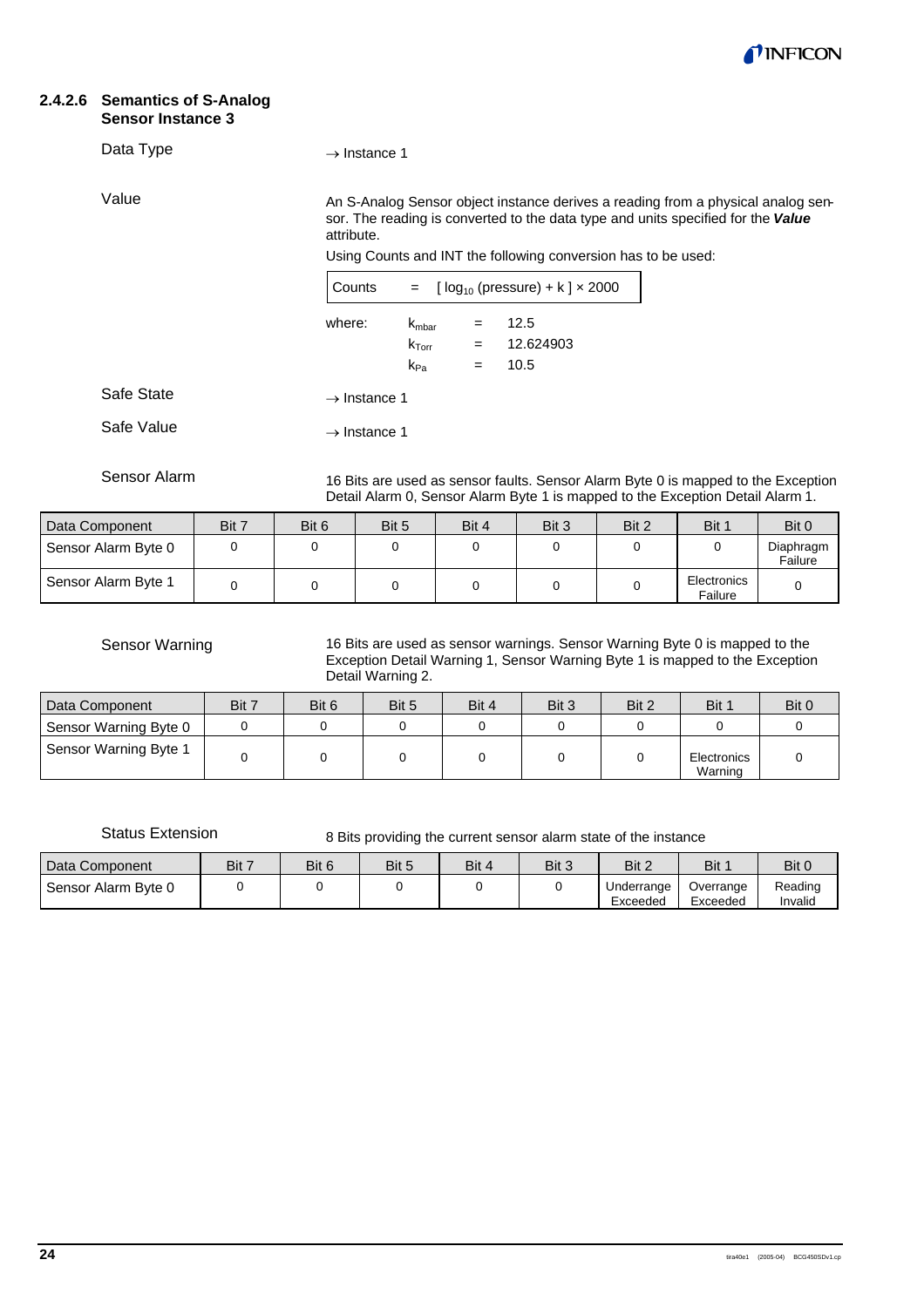### 2.4.2.6 Semantics of S-Analog Sensor Instance 3

Data Type

→ Instance 1

Value

An S-Analog Sensor object instance derives a reading from a physical analog sensor. The reading is converted to the data type and units specified for the ***Value*** attribute.

Using Counts and INT the following conversion has to be used:

$$\text{Counts} = [\log_{10}(\text{pressure}) + k] \times 2000$$

where:

$k_{mbar}$ = 12.5

$k_{Torr}$ = 12.624903

$k_{Pa}$ = 10.5

Safe State

→ Instance 1

Safe Value

→ Instance 1

Sensor Alarm

16 Bits are used as sensor faults. Sensor Alarm Byte 0 is mapped to the Exception Detail Alarm 0, Sensor Alarm Byte 1 is mapped to the Exception Detail Alarm 1.

| Data Component | Bit 7 | Bit 6 | Bit 5 | Bit 4 | Bit 3 | Bit 2 | Bit 1 | Bit 0 |
|---|---|---|---|---|---|---|---|---|
| Sensor Alarm Byte 0 | 0 | 0 | 0 | 0 | 0 | 0 | 0 | Diaphragm Failure |
| Sensor Alarm Byte 1 | 0 | 0 | 0 | 0 | 0 | 0 | Electronics Failure | 0 |

Sensor Warning

16 Bits are used as sensor warnings. Sensor Warning Byte 0 is mapped to the Exception Detail Warning 1, Sensor Warning Byte 1 is mapped to the Exception Detail Warning 2.

| Data Component | Bit 7 | Bit 6 | Bit 5 | Bit 4 | Bit 3 | Bit 2 | Bit 1 | Bit 0 |
|---|---|---|---|---|---|---|---|---|
| Sensor Warning Byte 0 | 0 | 0 | 0 | 0 | 0 | 0 | 0 | 0 |
| Sensor Warning Byte 1 | 0 | 0 | 0 | 0 | 0 | 0 | Electronics Warning | 0 |

Status Extension

8 Bits providing the current sensor alarm state of the instance

| Data Component | Bit 7 | Bit 6 | Bit 5 | Bit 4 | Bit 3 | Bit 2 | Bit 1 | Bit 0 |
|---|---|---|---|---|---|---|---|---|
| Sensor Alarm Byte 0 | 0 | 0 | 0 | 0 | 0 | Underrange Exceeded | Overrange Exceeded | Reading Invalid |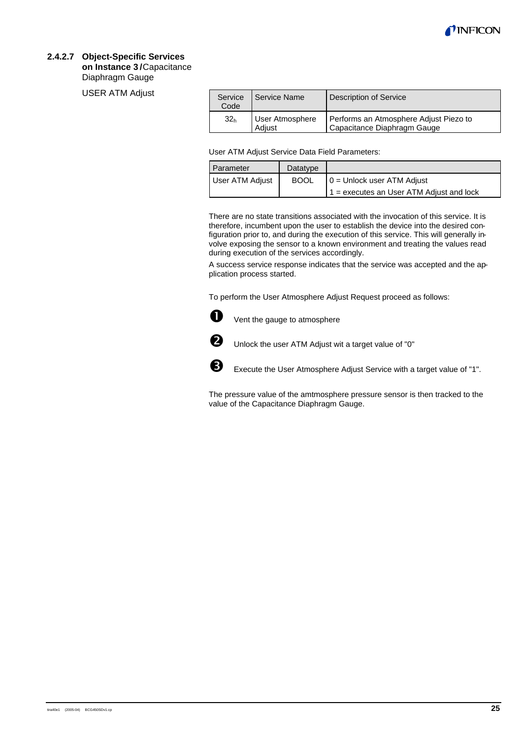#### 2.4.2.7 Object-Specific Services on Instance 3 / Capacitance Diaphragm Gauge

USER ATM Adjust

| Service Code | Service Name | Description of Service |
|---|---|---|
| $32_h$ | User Atmosphere Adjust | Performs an Atmosphere Adjust Piezo to Capacitance Diaphragm Gauge |

User ATM Adjust Service Data Field Parameters:

| Parameter | Datatype | |
|---|---|---|
| User ATM Adjust | BOOL | 0 = Unlock user ATM Adjust<br>1 = executes an User ATM Adjust and lock |

There are no state transitions associated with the invocation of this service. It is therefore, incumbent upon the user to establish the device into the desired configuration prior to, and during the execution of this service. This will generally involve exposing the sensor to a known environment and treating the values read during execution of the services accordingly.

A success service response indicates that the service was accepted and the application process started.

To perform the User Atmosphere Adjust Request proceed as follows:

1. Vent the gauge to atmosphere
2. Unlock the user ATM Adjust wit a target value of "0"
3. Execute the User Atmosphere Adjust Service with a target value of "1".

The pressure value of the amtmosphere pressure sensor is then tracked to the value of the Capacitance Diaphragm Gauge.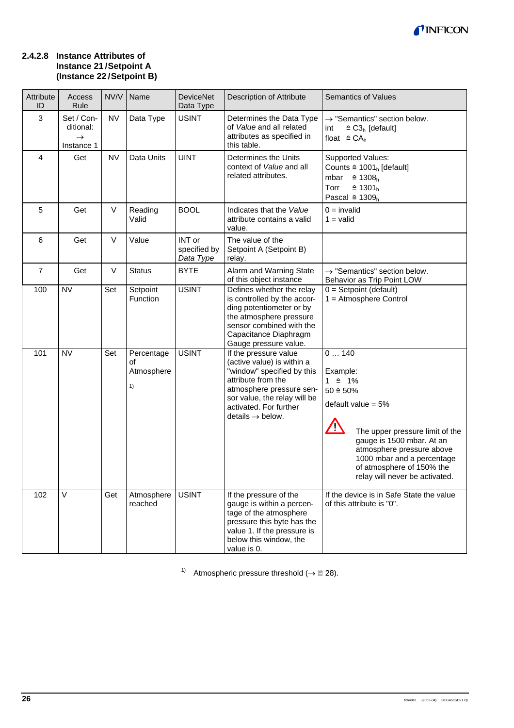#### 2.4.2.8 Instance Attributes of Instance 21 / Setpoint A (Instance 22 / Setpoint B)

| Attribute ID | Access Rule | NV/V | Name | DeviceNet Data Type | Description of Attribute | Semantics of Values |
|---|---|---|---|---|---|---|
| 3 | Set / Conditional: → Instance 1 | NV | Data Type | USINT | Determines the Data Type of *Value* and all related attributes as specified in this table. | → "Semantics" section below.<br>int ≙ $C3_h$ [default]<br>float ≙ $CA_h$ |
| 4 | Get | NV | Data Units | UINT | Determines the Units context of *Value* and all related attributes. | Supported Values:<br>Counts ≙ $1001_h$ [default]<br>mbar ≙ $1308_h$<br>Torr ≙ $1301_h$<br>Pascal ≙ $1309_h$ |
| 5 | Get | V | Reading Valid | BOOL | Indicates that the *Value* attribute contains a valid value. | 0 = invalid<br>1 = valid |
| 6 | Get | V | Value | INT or specified by *Data Type* | The value of the Setpoint A (Setpoint B) relay. | |
| 7 | Get | V | Status | BYTE | Alarm and Warning State of this object instance | → "Semantics" section below.<br>Behavior as Trip Point LOW |
| 100 | NV | Set | Setpoint Function | USINT | Defines whether the relay is controlled by the according potentiometer or by the atmosphere pressure sensor combined with the Capacitance Diaphragm Gauge pressure value. | 0 = Setpoint (default)<br>1 = Atmosphere Control |
| 101 | NV | Set | Percentage of Atmosphere [1] | USINT | If the pressure value (active value) is within a "window" specified by this attribute from the atmosphere pressure sensor value, the relay will be activated. For further details → below. | 0 … 140<br>Example:<br>1 ≙ 1%<br>50 ≙ 50%<br>default value = 5%<br>⚠ The upper pressure limit of the gauge is 1500 mbar. At an atmosphere pressure above 1000 mbar and a percentage of atmosphere of 150% the relay will never be activated. |
| 102 | V | Get | Atmosphere reached | USINT | If the pressure of the gauge is within a percentage of the atmosphere pressure this byte has the value 1. If the pressure is below this window, the value is 0. | If the device is in Safe State the value of this attribute is "0". |

[1] Atmospheric pressure threshold (→ 🗎 28).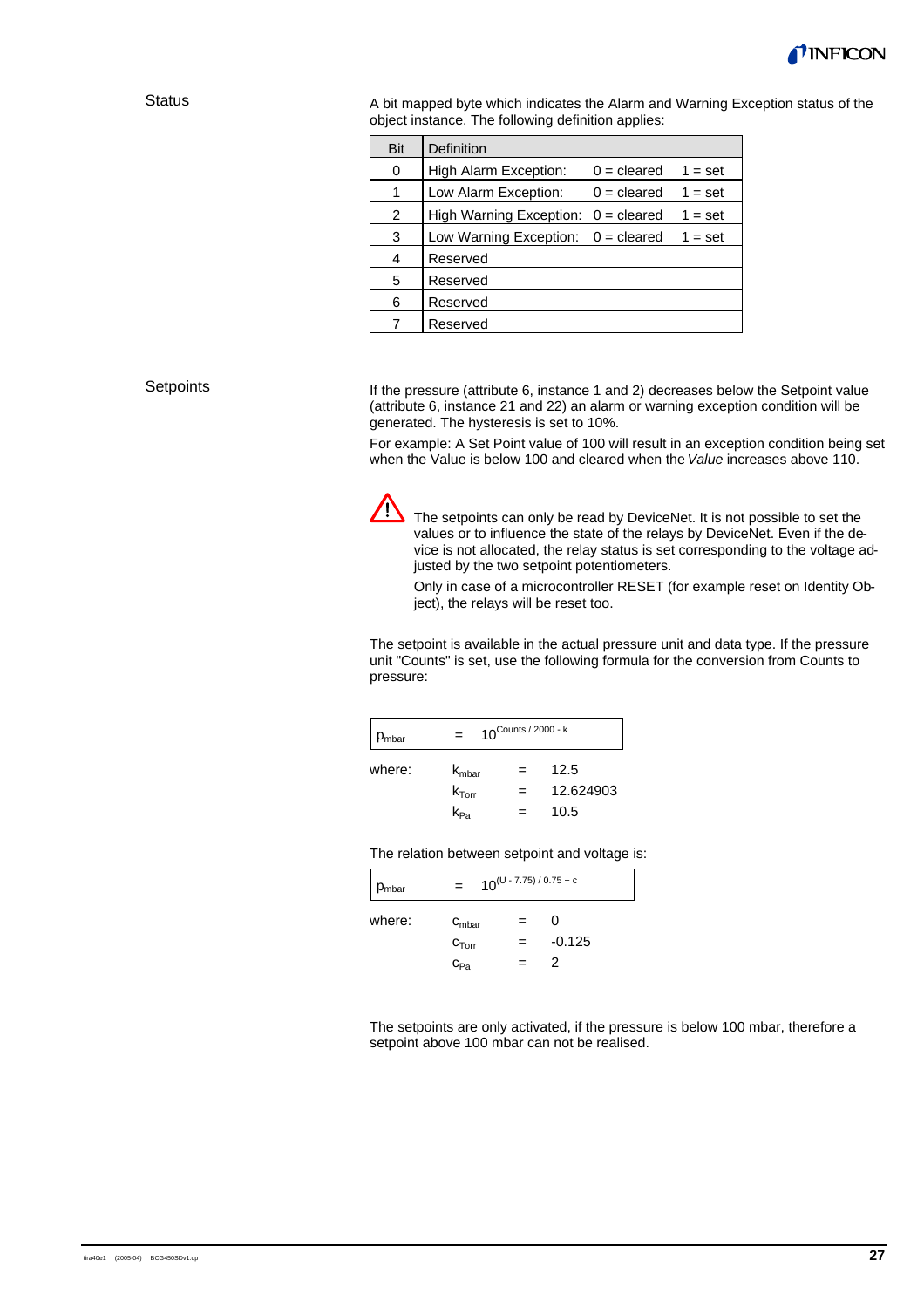## Status

A bit mapped byte which indicates the Alarm and Warning Exception status of the object instance. The following definition applies:

| Bit | Definition | | |
|---|---|---|---|
| 0 | High Alarm Exception: | 0 = cleared | 1 = set |
| 1 | Low Alarm Exception: | 0 = cleared | 1 = set |
| 2 | High Warning Exception: | 0 = cleared | 1 = set |
| 3 | Low Warning Exception: | 0 = cleared | 1 = set |
| 4 | Reserved | | |
| 5 | Reserved | | |
| 6 | Reserved | | |
| 7 | Reserved | | |

## Setpoints

If the pressure (attribute 6, instance 1 and 2) decreases below the Setpoint value (attribute 6, instance 21 and 22) an alarm or warning exception condition will be generated. The hysteresis is set to 10%.

For example: A Set Point value of 100 will result in an exception condition being set when the Value is below 100 and cleared when the *Value* increases above 110.

⚠ The setpoints can only be read by DeviceNet. It is not possible to set the values or to influence the state of the relays by DeviceNet. Even if the device is not allocated, the relay status is set corresponding to the voltage adjusted by the two setpoint potentiometers.

Only in case of a microcontroller RESET (for example reset on Identity Object), the relays will be reset too.

The setpoint is available in the actual pressure unit and data type. If the pressure unit "Counts" is set, use the following formula for the conversion from Counts to pressure:

$$p_{mbar} = 10^{Counts / 2000 - k}$$

where:
$k_{mbar} = 12.5$
$k_{Torr} = 12.624903$
$k_{Pa} = 10.5$

The relation between setpoint and voltage is:

$$p_{mbar} = 10^{(U - 7.75) / 0.75 + c}$$

where:
$c_{mbar} = 0$
$c_{Torr} = -0.125$
$c_{Pa} = 2$

The setpoints are only activated, if the pressure is below 100 mbar, therefore a setpoint above 100 mbar can not be realised.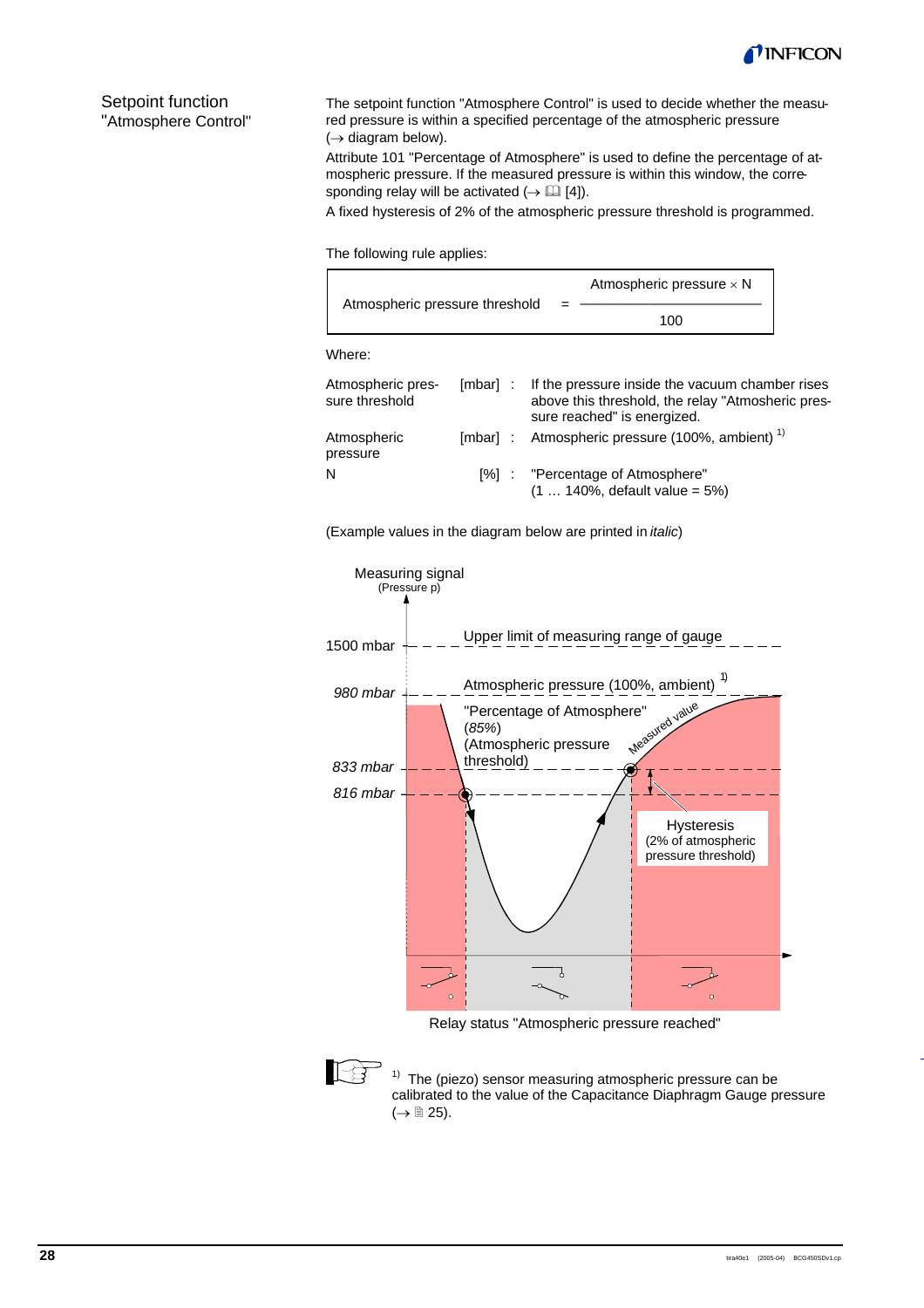## Setpoint function "Atmosphere Control"

The setpoint function "Atmosphere Control" is used to decide whether the measured pressure is within a specified percentage of the atmospheric pressure (→ diagram below).

Attribute 101 "Percentage of Atmosphere" is used to define the percentage of atmospheric pressure. If the measured pressure is within this window, the corresponding relay will be activated (→ 📖 [4]).

A fixed hysteresis of 2% of the atmospheric pressure threshold is programmed.

The following rule applies:

$$\text{Atmospheric pressure threshold} = \frac{\text{Atmospheric pressure} \times N}{100}$$

Where:

| | | |
|---|---|---|
| Atmospheric pressure threshold | [mbar] : | If the pressure inside the vacuum chamber rises above this threshold, the relay "Atmosheric pressure reached" is energized. |
| Atmospheric pressure | [mbar] : | Atmospheric pressure (100%, ambient) [1] |
| N | [%] : | "Percentage of Atmosphere" (1 … 140%, default value = 5%) |

(Example values in the diagram below are printed in *italic*)

Measuring signal (Pressure p)

1500 mbar — Upper limit of measuring range of gauge

*980 mbar* — Atmospheric pressure (100%, ambient) [1]

"Percentage of Atmosphere" (*85%*) (Atmospheric pressure threshold)

*833 mbar*

*816 mbar*

Measured value

Hysteresis (2% of atmospheric pressure threshold)

Relay status "Atmospheric pressure reached"

[1] The (piezo) sensor measuring atmospheric pressure can be calibrated to the value of the Capacitance Diaphragm Gauge pressure (→ 🗎 25).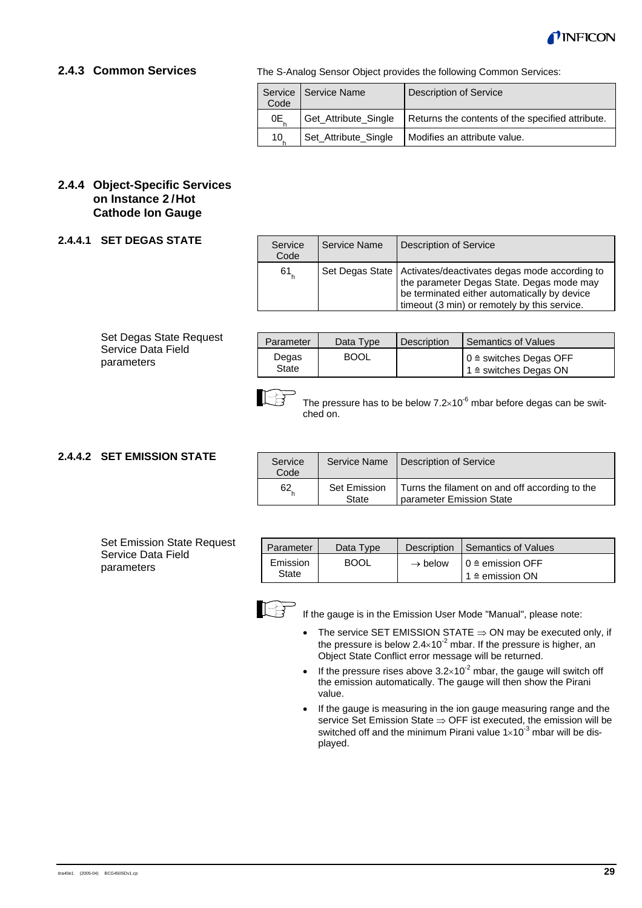## 2.4.3 Common Services

The S-Analog Sensor Object provides the following Common Services:

| Service Code | Service Name | Description of Service |
|---|---|---|
| $0E_h$ | Get_Attribute_Single | Returns the contents of the specified attribute. |
| $10_h$ | Set_Attribute_Single | Modifies an attribute value. |

## 2.4.4 Object-Specific Services on Instance 2 / Hot Cathode Ion Gauge

### 2.4.4.1 SET DEGAS STATE

| Service Code | Service Name | Description of Service |
|---|---|---|
| $61_h$ | Set Degas State | Activates/deactivates degas mode according to the parameter Degas State. Degas mode may be terminated either automatically by device timeout (3 min) or remotely by this service. |

Set Degas State Request Service Data Field parameters

| Parameter | Data Type | Description | Semantics of Values |
|---|---|---|---|
| Degas State | BOOL | | 0 ≙ switches Degas OFF<br>1 ≙ switches Degas ON |

The pressure has to be below $7.2\times10^{-6}$ mbar before degas can be switched on.

### 2.4.4.2 SET EMISSION STATE

| Service Code | Service Name | Description of Service |
|---|---|---|
| $62_h$ | Set Emission State | Turns the filament on and off according to the parameter Emission State |

Set Emission State Request Service Data Field parameters

| Parameter | Data Type | Description | Semantics of Values |
|---|---|---|---|
| Emission State | BOOL | → below | 0 ≙ emission OFF<br>1 ≙ emission ON |

If the gauge is in the Emission User Mode "Manual", please note:

- The service SET EMISSION STATE ⇒ ON may be executed only, if the pressure is below $2.4\times10^{-2}$ mbar. If the pressure is higher, an Object State Conflict error message will be returned.
- If the pressure rises above $3.2\times10^{-2}$ mbar, the gauge will switch off the emission automatically. The gauge will then show the Pirani value.
- If the gauge is measuring in the ion gauge measuring range and the service Set Emission State ⇒ OFF ist executed, the emission will be switched off and the minimum Pirani value $1\times10^{-3}$ mbar will be displayed.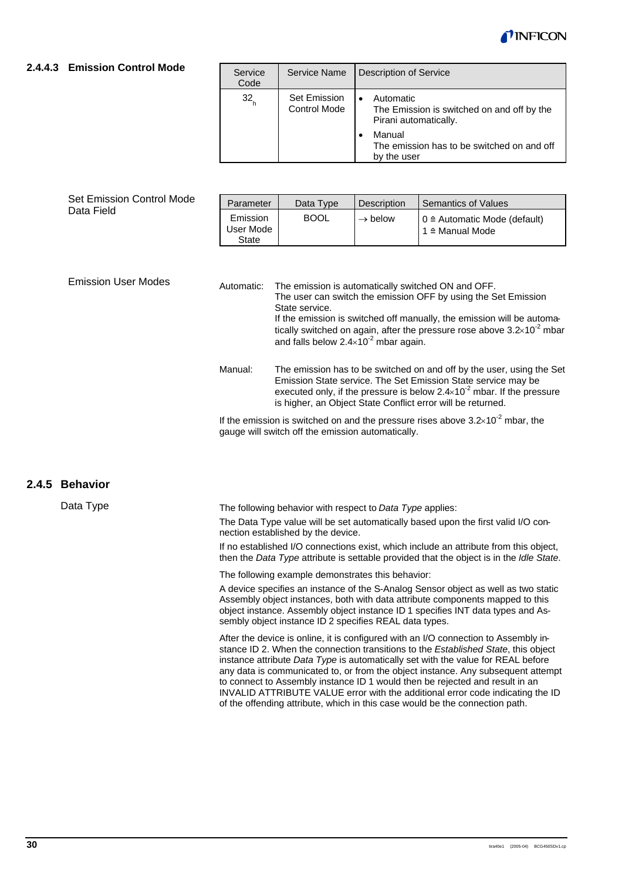#### 2.4.4.3 Emission Control Mode

| Service Code | Service Name | Description of Service |
|---|---|---|
| $32_h$ | Set Emission Control Mode | • Automatic<br>The Emission is switched on and off by the Pirani automatically.<br>• Manual<br>The emission has to be switched on and off by the user |

Set Emission Control Mode Data Field

| Parameter | Data Type | Description | Semantics of Values |
|---|---|---|---|
| Emission User Mode State | BOOL | → below | 0 ≙ Automatic Mode (default)<br>1 ≙ Manual Mode |

Emission User Modes

Automatic: The emission is automatically switched ON and OFF. The user can switch the emission OFF by using the Set Emission State service. If the emission is switched off manually, the emission will be automatically switched on again, after the pressure rose above $3.2 \times 10^{-2}$ mbar and falls below $2.4 \times 10^{-2}$ mbar again.

Manual: The emission has to be switched on and off by the user, using the Set Emission State service. The Set Emission State service may be executed only, if the pressure is below $2.4 \times 10^{-2}$ mbar. If the pressure is higher, an Object State Conflict error will be returned.

If the emission is switched on and the pressure rises above $3.2 \times 10^{-2}$ mbar, the gauge will switch off the emission automatically.

### 2.4.5 Behavior

Data Type

The following behavior with respect to *Data Type* applies:

The Data Type value will be set automatically based upon the first valid I/O connection established by the device.

If no established I/O connections exist, which include an attribute from this object, then the *Data Type* attribute is settable provided that the object is in the *Idle State*.

The following example demonstrates this behavior:

A device specifies an instance of the S-Analog Sensor object as well as two static Assembly object instances, both with data attribute components mapped to this object instance. Assembly object instance ID 1 specifies INT data types and Assembly object instance ID 2 specifies REAL data types.

After the device is online, it is configured with an I/O connection to Assembly instance ID 2. When the connection transitions to the *Established State*, this object instance attribute *Data Type* is automatically set with the value for REAL before any data is communicated to, or from the object instance. Any subsequent attempt to connect to Assembly instance ID 1 would then be rejected and result in an INVALID ATTRIBUTE VALUE error with the additional error code indicating the ID of the offending attribute, which in this case would be the connection path.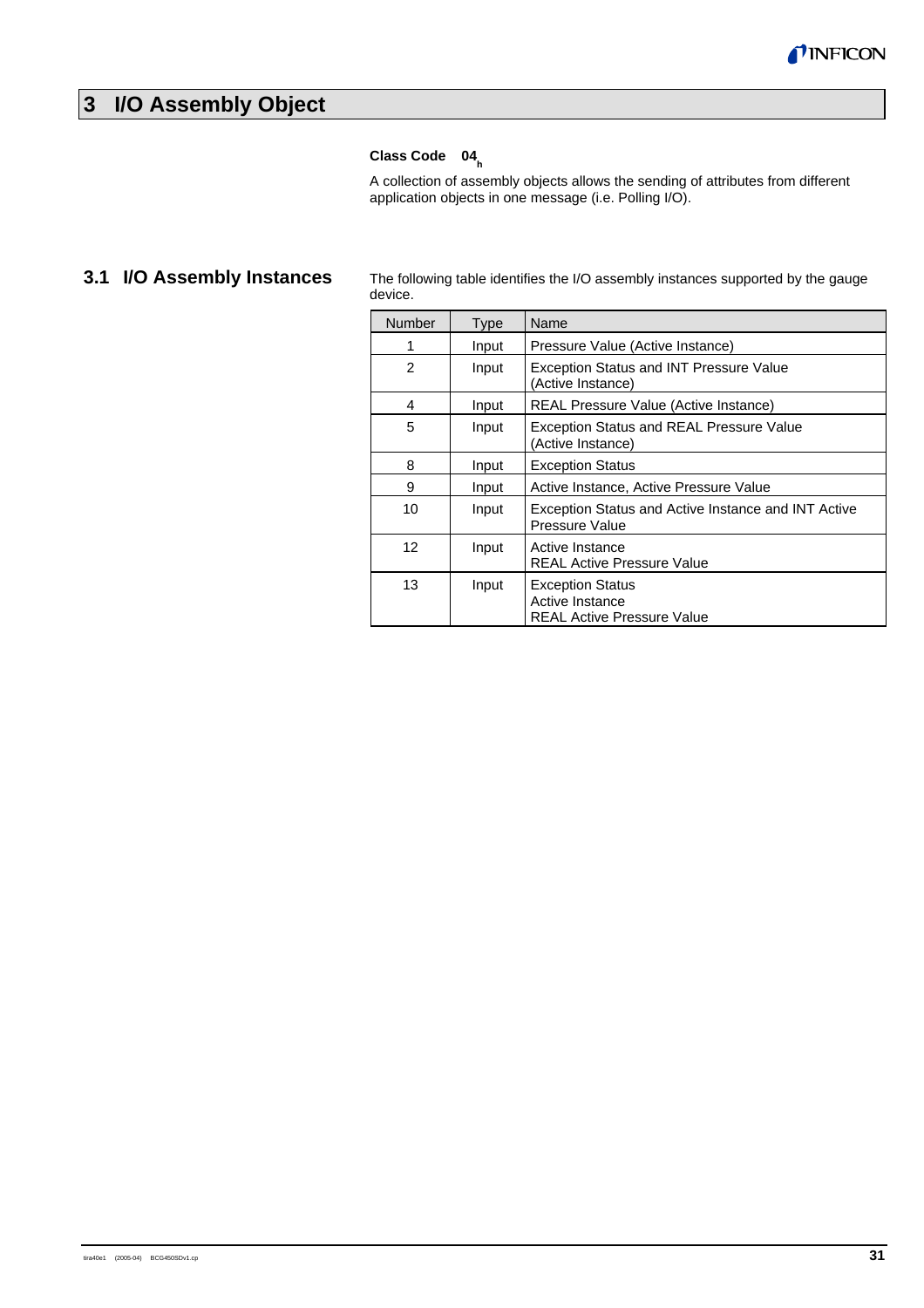# 3 I/O Assembly Object

**Class Code $04_h$**

A collection of assembly objects allows the sending of attributes from different application objects in one message (i.e. Polling I/O).

## 3.1 I/O Assembly Instances

The following table identifies the I/O assembly instances supported by the gauge device.

| Number | Type | Name |
|---|---|---|
| 1 | Input | Pressure Value (Active Instance) |
| 2 | Input | Exception Status and INT Pressure Value (Active Instance) |
| 4 | Input | REAL Pressure Value (Active Instance) |
| 5 | Input | Exception Status and REAL Pressure Value (Active Instance) |
| 8 | Input | Exception Status |
| 9 | Input | Active Instance, Active Pressure Value |
| 10 | Input | Exception Status and Active Instance and INT Active Pressure Value |
| 12 | Input | Active Instance<br>REAL Active Pressure Value |
| 13 | Input | Exception Status<br>Active Instance<br>REAL Active Pressure Value |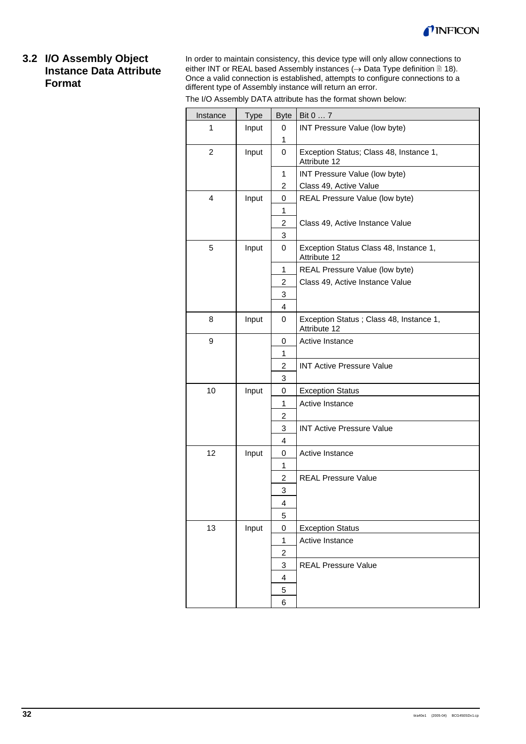## 3.2 I/O Assembly Object Instance Data Attribute Format

In order to maintain consistency, this device type will only allow connections to either INT or REAL based Assembly instances (→ Data Type definition 🗎 18). Once a valid connection is established, attempts to configure connections to a different type of Assembly instance will return an error.

The I/O Assembly DATA attribute has the format shown below:

| Instance | Type | Byte | Bit 0 … 7 |
|---|---|---|---|
| 1 | Input | 0 | INT Pressure Value (low byte) |
| | | 1 | |
| 2 | Input | 0 | Exception Status; Class 48, Instance 1, Attribute 12 |
| | | 1 | INT Pressure Value (low byte) |
| | | 2 | Class 49, Active Value |
| 4 | Input | 0 | REAL Pressure Value (low byte) |
| | | 1 | |
| | | 2 | Class 49, Active Instance Value |
| | | 3 | |
| 5 | Input | 0 | Exception Status Class 48, Instance 1, Attribute 12 |
| | | 1 | REAL Pressure Value (low byte) |
| | | 2 | Class 49, Active Instance Value |
| | | 3 | |
| | | 4 | |
| 8 | Input | 0 | Exception Status ; Class 48, Instance 1, Attribute 12 |
| 9 | | 0 | Active Instance |
| | | 1 | |
| | | 2 | INT Active Pressure Value |
| | | 3 | |
| 10 | Input | 0 | Exception Status |
| | | 1 | Active Instance |
| | | 2 | |
| | | 3 | INT Active Pressure Value |
| | | 4 | |
| 12 | Input | 0 | Active Instance |
| | | 1 | |
| | | 2 | REAL Pressure Value |
| | | 3 | |
| | | 4 | |
| | | 5 | |
| 13 | Input | 0 | Exception Status |
| | | 1 | Active Instance |
| | | 2 | |
| | | 3 | REAL Pressure Value |
| | | 4 | |
| | | 5 | |
| | | 6 | |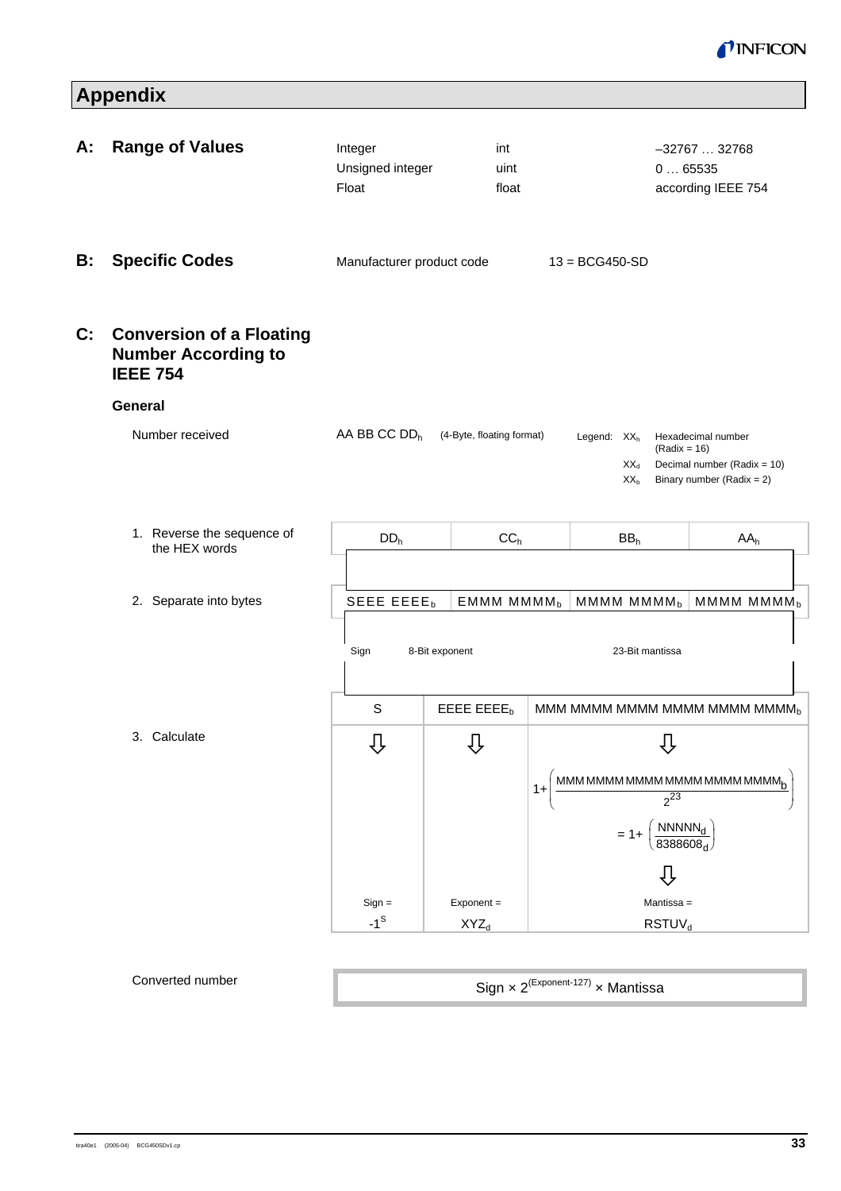# Appendix

## A: Range of Values

| | | |
|---|---|---|
| Integer | int | –32767 … 32768 |
| Unsigned integer | uint | 0 … 65535 |
| Float | float | according IEEE 754 |

## B: Specific Codes

Manufacturer product code 13 = BCG450-SD

## C: Conversion of a Floating Number According to IEEE 754

### General

Number received: $AA\ BB\ CC\ DD_h$ (4-Byte, floating format)

Legend:
- $XX_h$ Hexadecimal number (Radix = 16)
- $XX_d$ Decimal number (Radix = 10)
- $XX_b$ Binary number (Radix = 2)

1. Reverse the sequence of the HEX words

| $DD_h$ | $CC_h$ | $BB_h$ | $AA_h$ |
|---|---|---|---|

2. Separate into bytes

| $SEEE\ EEEE_b$ | $EMMM\ MMMM_b$ | $MMMM\ MMMM_b$ | $MMMM\ MMMM_b$ |
|---|---|---|---|

Sign — 8-Bit exponent — 23-Bit mantissa

| S | $EEEE\ EEEE_b$ | $MMM\ MMMM\ MMMM\ MMMM\ MMMM\ MMMM_b$ |
|---|---|---|

3. Calculate

$$1+\left(\frac{MMM\ MMMM\ MMMM\ MMMM\ MMMM\ MMMM_b}{2^{23}}\right) = 1+\left(\frac{NNNNN_d}{8388608_d}\right)$$

| Sign = | Exponent = | Mantissa = |
|---|---|---|
| $-1^S$ | $XYZ_d$ | $RSTUV_d$ |

Converted number

$$\text{Sign} \times 2^{(\text{Exponent}-127)} \times \text{Mantissa}$$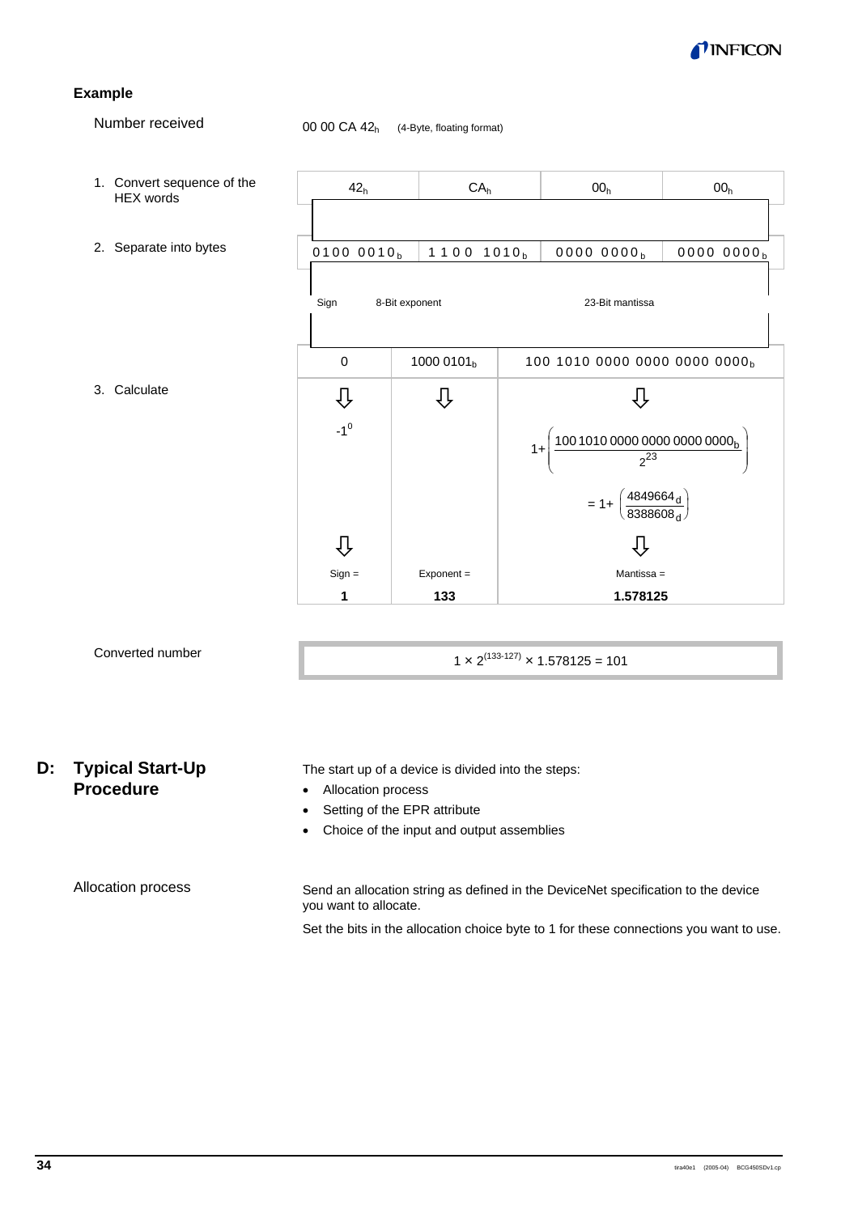**Example**

Number received: 00 00 CA $42_h$ (4-Byte, floating format)

1. Convert sequence of the HEX words

| $42_h$ | $CA_h$ | $00_h$ | $00_h$ |
|---|---|---|---|

2. Separate into bytes

| $0100\ 0010_b$ | $1100\ 1010_b$ | $0000\ 0000_b$ | $0000\ 0000_b$ |
|---|---|---|---|

| Sign | 8-Bit exponent | 23-Bit mantissa |
|---|---|---|
| 0 | $1000\ 0101_b$ | $100\ 1010\ 0000\ 0000\ 0000\ 0000_b$ |

3. Calculate

| Sign | Exponent | Mantissa |
|---|---|---|
| $-1^0$ | | $1+\left(\frac{100\,1010\,0000\,0000\,0000\,0000_b}{2^{23}}\right) = 1+\left(\frac{4849664_d}{8388608_d}\right)$ |
| Sign = **1** | Exponent = **133** | Mantissa = **1.578125** |

Converted number

$$1 \times 2^{(133-127)} \times 1.578125 = 101$$

## D: Typical Start-Up Procedure

The start up of a device is divided into the steps:

- Allocation process
- Setting of the EPR attribute
- Choice of the input and output assemblies

### Allocation process

Send an allocation string as defined in the DeviceNet specification to the device you want to allocate.

Set the bits in the allocation choice byte to 1 for these connections you want to use.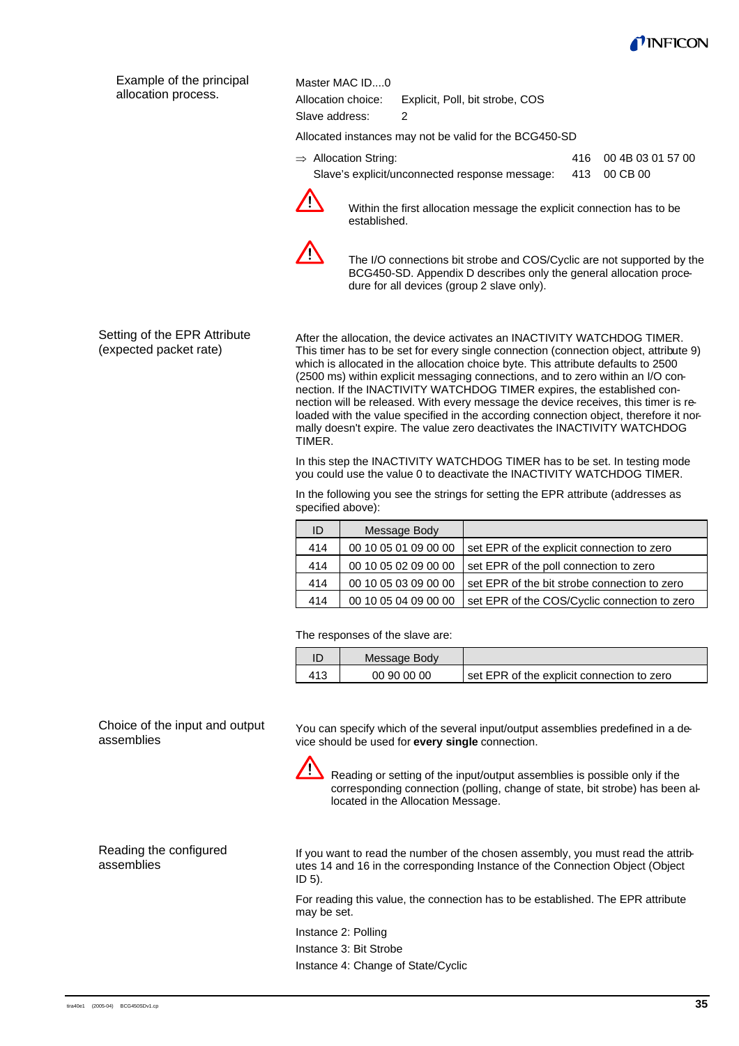Example of the principal allocation process.

Master MAC ID....0

Allocation choice: Explicit, Poll, bit strobe, COS

Slave address: 2

Allocated instances may not be valid for the BCG450-SD

⇒ Allocation String: 416 00 4B 03 01 57 00

Slave's explicit/unconnected response message: 413 00 CB 00

⚠ Within the first allocation message the explicit connection has to be established.

⚠ The I/O connections bit strobe and COS/Cyclic are not supported by the BCG450-SD. Appendix D describes only the general allocation procedure for all devices (group 2 slave only).

Setting of the EPR Attribute (expected packet rate)

After the allocation, the device activates an INACTIVITY WATCHDOG TIMER. This timer has to be set for every single connection (connection object, attribute 9) which is allocated in the allocation choice byte. This attribute defaults to 2500 (2500 ms) within explicit messaging connections, and to zero within an I/O connection. If the INACTIVITY WATCHDOG TIMER expires, the established connection will be released. With every message the device receives, this timer is reloaded with the value specified in the according connection object, therefore it normally doesn't expire. The value zero deactivates the INACTIVITY WATCHDOG TIMER.

In this step the INACTIVITY WATCHDOG TIMER has to be set. In testing mode you could use the value 0 to deactivate the INACTIVITY WATCHDOG TIMER.

In the following you see the strings for setting the EPR attribute (addresses as specified above):

| ID | Message Body | |
|---|---|---|
| 414 | 00 10 05 01 09 00 00 | set EPR of the explicit connection to zero |
| 414 | 00 10 05 02 09 00 00 | set EPR of the poll connection to zero |
| 414 | 00 10 05 03 09 00 00 | set EPR of the bit strobe connection to zero |
| 414 | 00 10 05 04 09 00 00 | set EPR of the COS/Cyclic connection to zero |

The responses of the slave are:

| ID | Message Body | |
|---|---|---|
| 413 | 00 90 00 00 | set EPR of the explicit connection to zero |

Choice of the input and output assemblies

You can specify which of the several input/output assemblies predefined in a device should be used for **every single** connection.

⚠ Reading or setting of the input/output assemblies is possible only if the corresponding connection (polling, change of state, bit strobe) has been allocated in the Allocation Message.

Reading the configured assemblies

If you want to read the number of the chosen assembly, you must read the attributes 14 and 16 in the corresponding Instance of the Connection Object (Object ID 5).

For reading this value, the connection has to be established. The EPR attribute may be set.

Instance 2: Polling

Instance 3: Bit Strobe

Instance 4: Change of State/Cyclic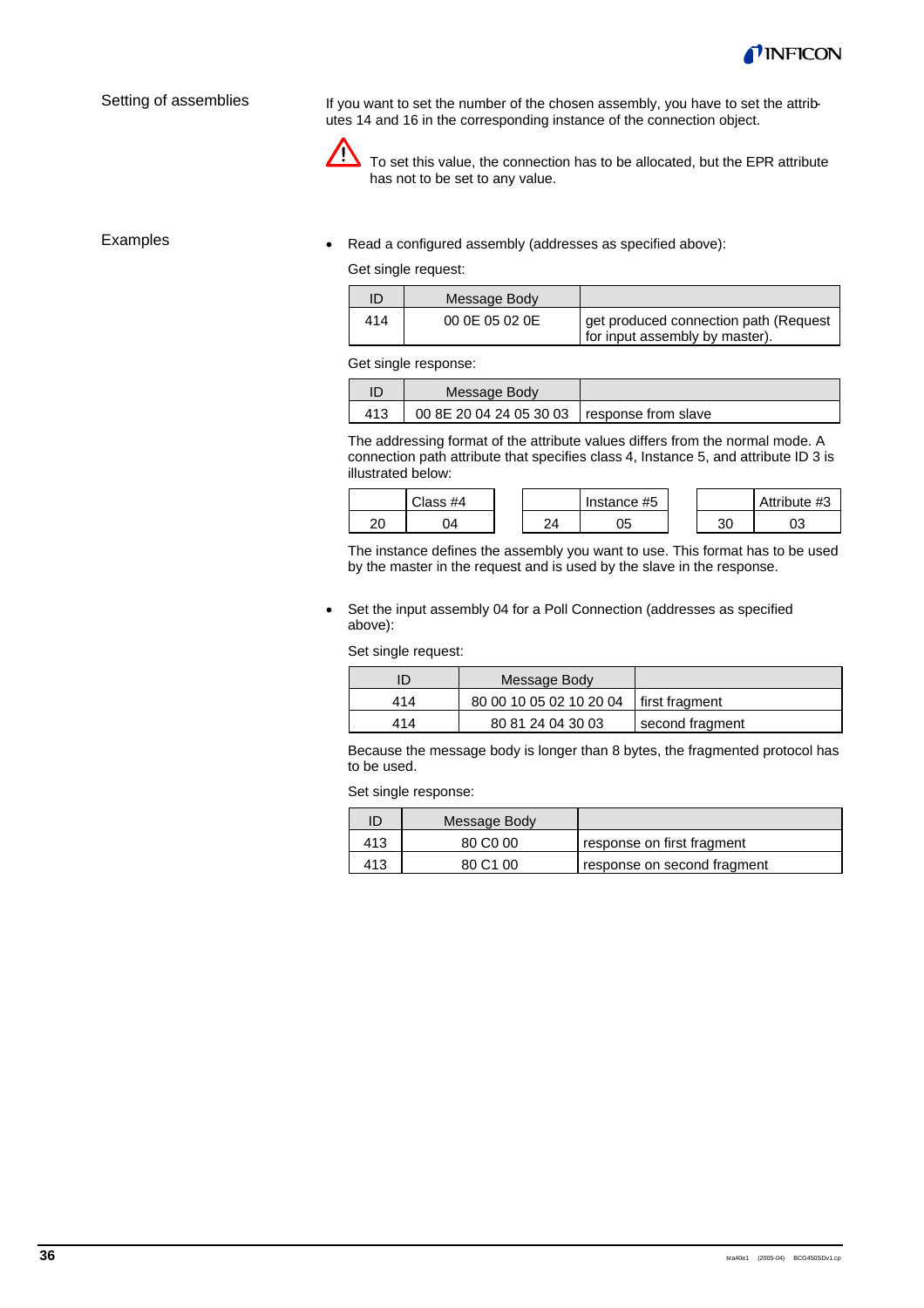### Setting of assemblies

If you want to set the number of the chosen assembly, you have to set the attributes 14 and 16 in the corresponding instance of the connection object.

⚠ To set this value, the connection has to be allocated, but the EPR attribute has not to be set to any value.

### Examples

- Read a configured assembly (addresses as specified above):

  Get single request:

| ID | Message Body | |
|---|---|---|
| 414 | 00 0E 05 02 0E | get produced connection path (Request for input assembly by master). |

  Get single response:

| ID | Message Body | |
|---|---|---|
| 413 | 00 8E 20 04 24 05 30 03 | response from slave |

  The addressing format of the attribute values differs from the normal mode. A connection path attribute that specifies class 4, Instance 5, and attribute ID 3 is illustrated below:

| | Class #4 |
|---|---|
| 20 | 04 |

| | Instance #5 |
|---|---|
| 24 | 05 |

| | Attribute #3 |
|---|---|
| 30 | 03 |

  The instance defines the assembly you want to use. This format has to be used by the master in the request and is used by the slave in the response.

- Set the input assembly 04 for a Poll Connection (addresses as specified above):

  Set single request:

| ID | Message Body | |
|---|---|---|
| 414 | 80 00 10 05 02 10 20 04 | first fragment |
| 414 | 80 81 24 04 30 03 | second fragment |

  Because the message body is longer than 8 bytes, the fragmented protocol has to be used.

  Set single response:

| ID | Message Body | |
|---|---|---|
| 413 | 80 C0 00 | response on first fragment |
| 413 | 80 C1 00 | response on second fragment |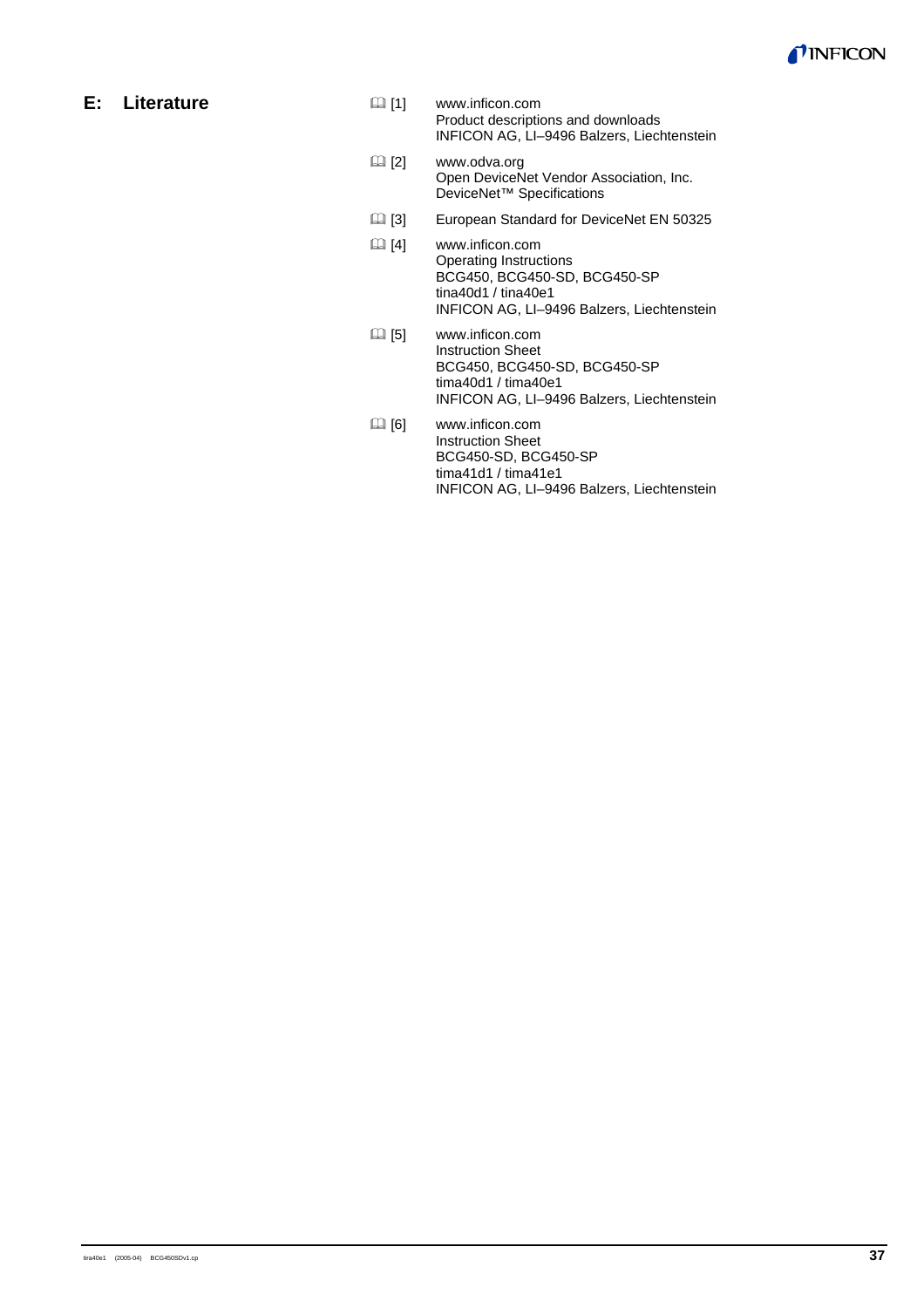# E: Literature

📖 [1] www.inficon.com
Product descriptions and downloads
INFICON AG, LI–9496 Balzers, Liechtenstein

📖 [2] www.odva.org
Open DeviceNet Vendor Association, Inc.
DeviceNet™ Specifications

📖 [3] European Standard for DeviceNet EN 50325

📖 [4] www.inficon.com
Operating Instructions
BCG450, BCG450-SD, BCG450-SP
tina40d1 / tina40e1
INFICON AG, LI–9496 Balzers, Liechtenstein

📖 [5] www.inficon.com
Instruction Sheet
BCG450, BCG450-SD, BCG450-SP
tima40d1 / tima40e1
INFICON AG, LI–9496 Balzers, Liechtenstein

📖 [6] www.inficon.com
Instruction Sheet
BCG450-SD, BCG450-SP
tima41d1 / tima41e1
INFICON AG, LI–9496 Balzers, Liechtenstein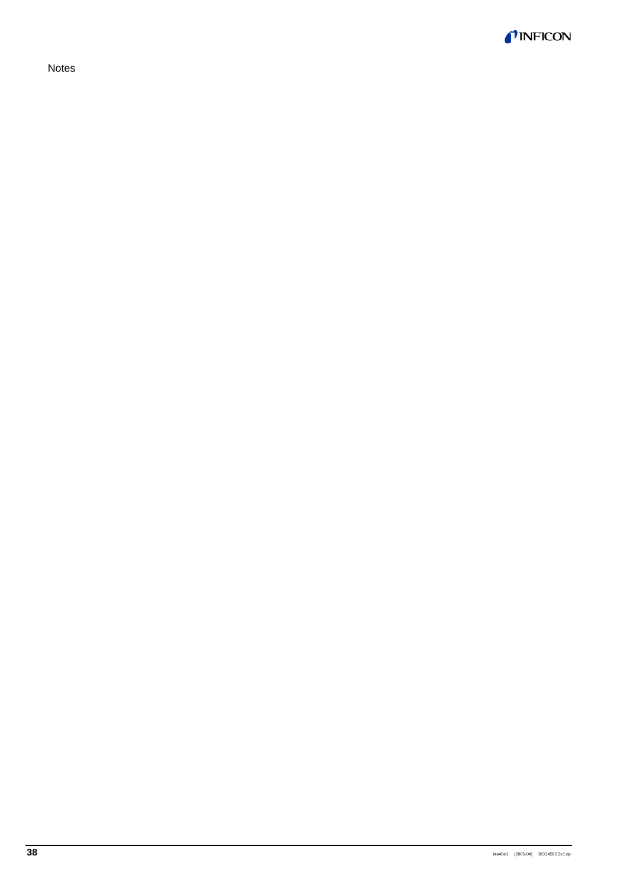Notes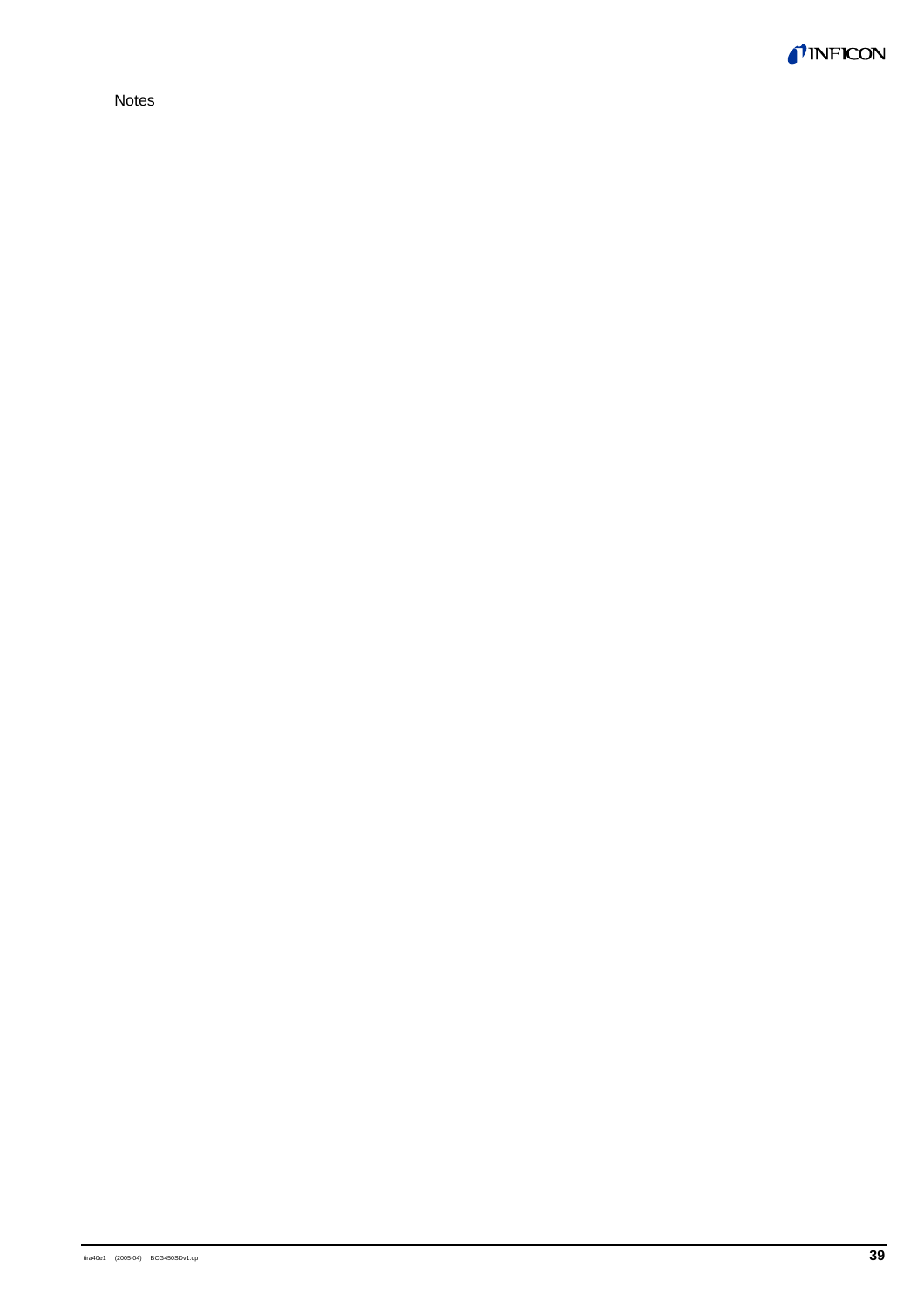Notes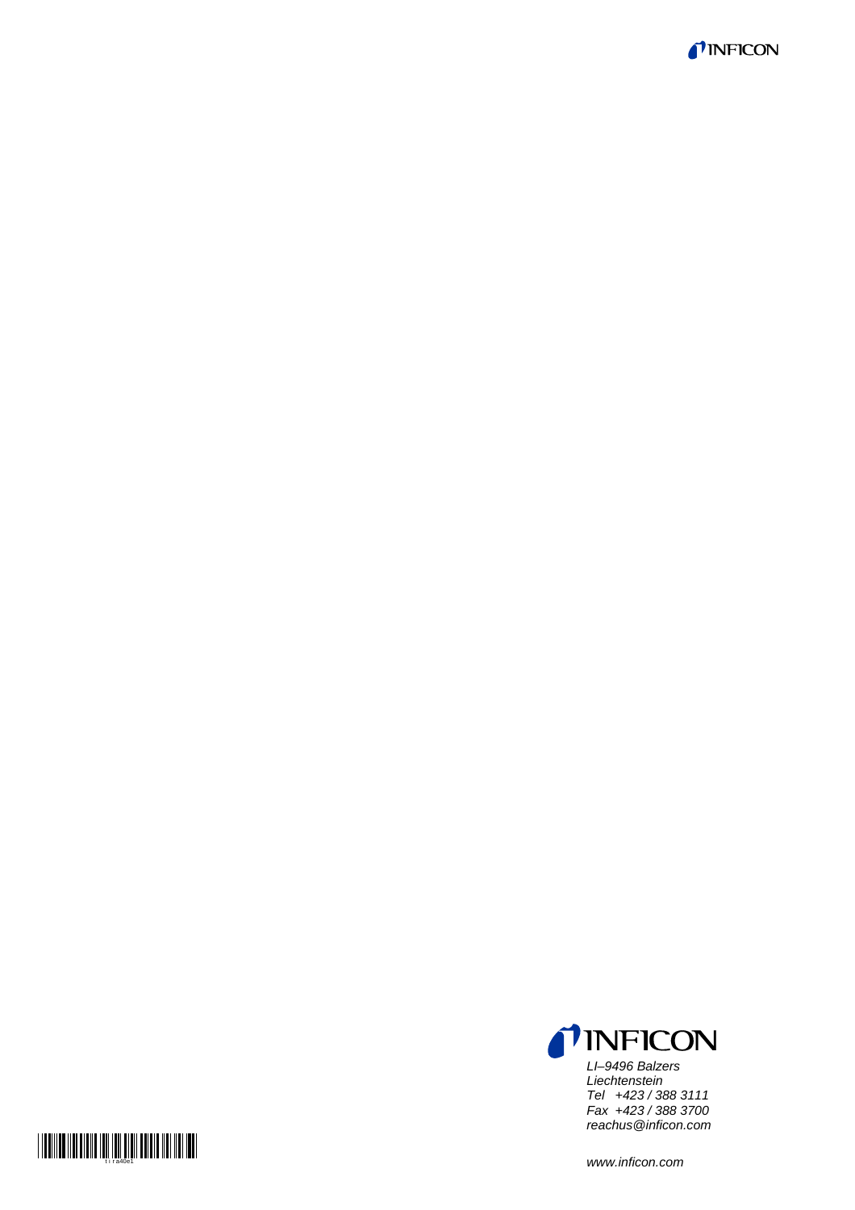INFICON

*LI–9496 Balzers*
*Liechtenstein*
*Tel +423 / 388 3111*
*Fax +423 / 388 3700*
*reachus@inficon.com*

*www.inficon.com*

tira40e1